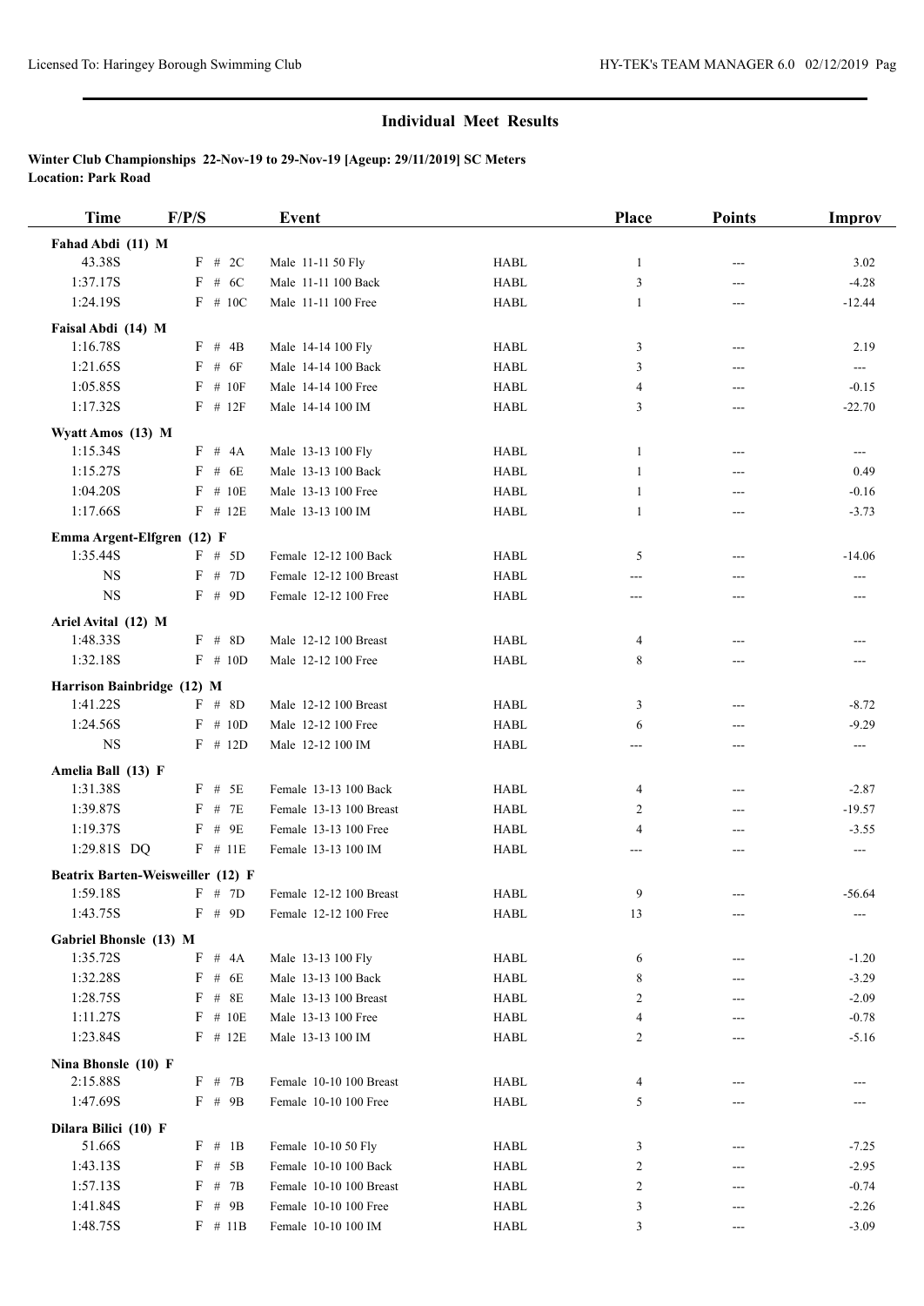# Individual Meet Results

**Winter Club Championships 22-Nov-19 to 29-Nov-19 [Ageup: 29/11/2019] SC Meters**
**Location: Park Road**

| Time | F/P/S | Event | | Place | Points | Improv |
|---|---|---|---|---|---|---|
| **Fahad Abdi (11) M** | | | | | | |
| 43.38S | F # 2C | Male 11-11 50 Fly | HABL | 1 | --- | 3.02 |
| 1:37.17S | F # 6C | Male 11-11 100 Back | HABL | 3 | --- | -4.28 |
| 1:24.19S | F # 10C | Male 11-11 100 Free | HABL | 1 | --- | -12.44 |
| **Faisal Abdi (14) M** | | | | | | |
| 1:16.78S | F # 4B | Male 14-14 100 Fly | HABL | 3 | --- | 2.19 |
| 1:21.65S | F # 6F | Male 14-14 100 Back | HABL | 3 | --- | --- |
| 1:05.85S | F # 10F | Male 14-14 100 Free | HABL | 4 | --- | -0.15 |
| 1:17.32S | F # 12F | Male 14-14 100 IM | HABL | 3 | --- | -22.70 |
| **Wyatt Amos (13) M** | | | | | | |
| 1:15.34S | F # 4A | Male 13-13 100 Fly | HABL | 1 | --- | --- |
| 1:15.27S | F # 6E | Male 13-13 100 Back | HABL | 1 | --- | 0.49 |
| 1:04.20S | F # 10E | Male 13-13 100 Free | HABL | 1 | --- | -0.16 |
| 1:17.66S | F # 12E | Male 13-13 100 IM | HABL | 1 | --- | -3.73 |
| **Emma Argent-Elfgren (12) F** | | | | | | |
| 1:35.44S | F # 5D | Female 12-12 100 Back | HABL | 5 | --- | -14.06 |
| NS | F # 7D | Female 12-12 100 Breast | HABL | --- | --- | --- |
| NS | F # 9D | Female 12-12 100 Free | HABL | --- | --- | --- |
| **Ariel Avital (12) M** | | | | | | |
| 1:48.33S | F # 8D | Male 12-12 100 Breast | HABL | 4 | --- | --- |
| 1:32.18S | F # 10D | Male 12-12 100 Free | HABL | 8 | --- | --- |
| **Harrison Bainbridge (12) M** | | | | | | |
| 1:41.22S | F # 8D | Male 12-12 100 Breast | HABL | 3 | --- | -8.72 |
| 1:24.56S | F # 10D | Male 12-12 100 Free | HABL | 6 | --- | -9.29 |
| NS | F # 12D | Male 12-12 100 IM | HABL | --- | --- | --- |
| **Amelia Ball (13) F** | | | | | | |
| 1:31.38S | F # 5E | Female 13-13 100 Back | HABL | 4 | --- | -2.87 |
| 1:39.87S | F # 7E | Female 13-13 100 Breast | HABL | 2 | --- | -19.57 |
| 1:19.37S | F # 9E | Female 13-13 100 Free | HABL | 4 | --- | -3.55 |
| 1:29.81S DQ | F # 11E | Female 13-13 100 IM | HABL | --- | --- | --- |
| **Beatrix Barten-Weisweiller (12) F** | | | | | | |
| 1:59.18S | F # 7D | Female 12-12 100 Breast | HABL | 9 | --- | -56.64 |
| 1:43.75S | F # 9D | Female 12-12 100 Free | HABL | 13 | --- | --- |
| **Gabriel Bhonsle (13) M** | | | | | | |
| 1:35.72S | F # 4A | Male 13-13 100 Fly | HABL | 6 | --- | -1.20 |
| 1:32.28S | F # 6E | Male 13-13 100 Back | HABL | 8 | --- | -3.29 |
| 1:28.75S | F # 8E | Male 13-13 100 Breast | HABL | 2 | --- | -2.09 |
| 1:11.27S | F # 10E | Male 13-13 100 Free | HABL | 4 | --- | -0.78 |
| 1:23.84S | F # 12E | Male 13-13 100 IM | HABL | 2 | --- | -5.16 |
| **Nina Bhonsle (10) F** | | | | | | |
| 2:15.88S | F # 7B | Female 10-10 100 Breast | HABL | 4 | --- | --- |
| 1:47.69S | F # 9B | Female 10-10 100 Free | HABL | 5 | --- | --- |
| **Dilara Bilici (10) F** | | | | | | |
| 51.66S | F # 1B | Female 10-10 50 Fly | HABL | 3 | --- | -7.25 |
| 1:43.13S | F # 5B | Female 10-10 100 Back | HABL | 2 | --- | -2.95 |
| 1:57.13S | F # 7B | Female 10-10 100 Breast | HABL | 2 | --- | -0.74 |
| 1:41.84S | F # 9B | Female 10-10 100 Free | HABL | 3 | --- | -2.26 |
| 1:48.75S | F # 11B | Female 10-10 100 IM | HABL | 3 | --- | -3.09 |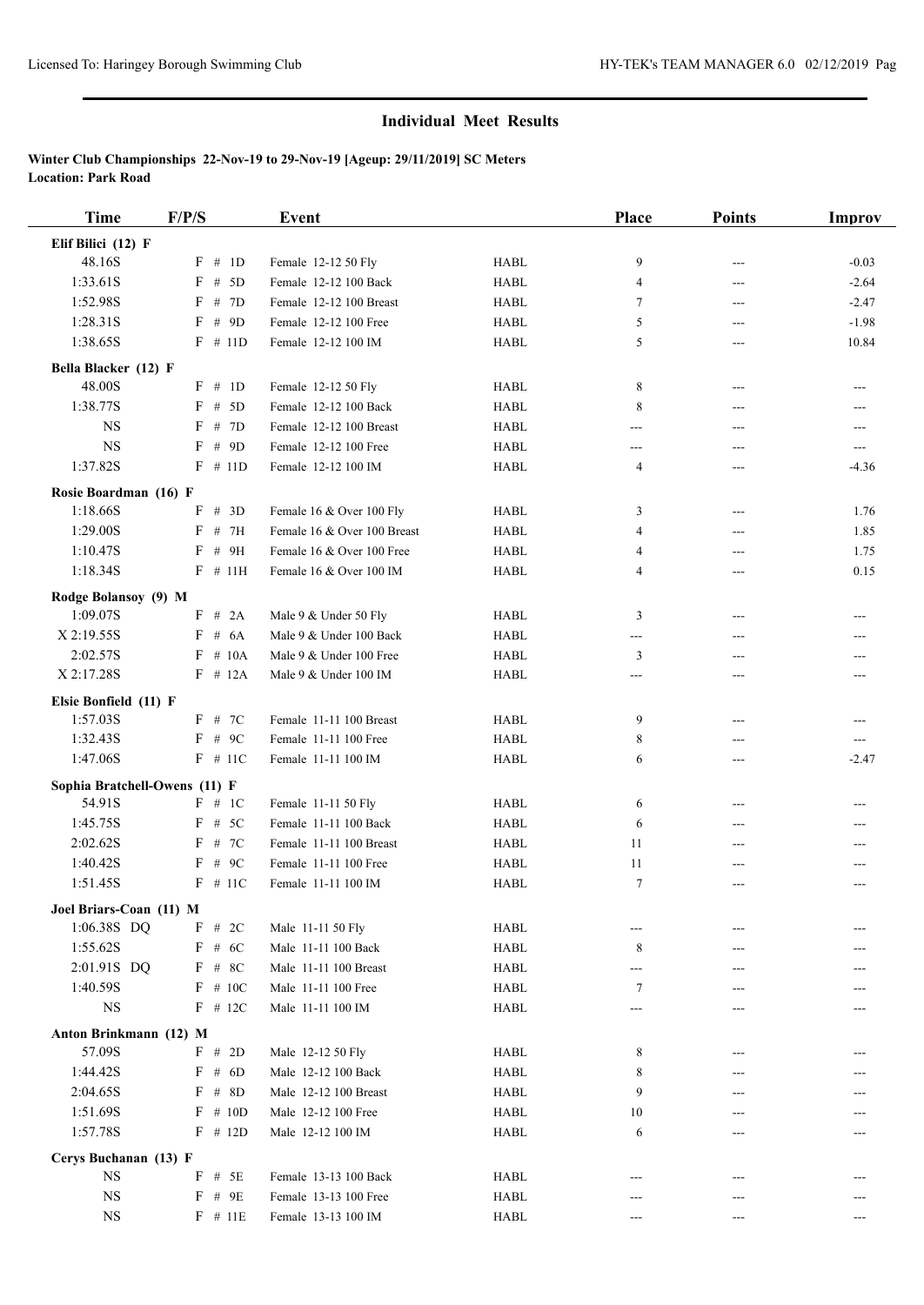## Individual Meet Results

**Winter Club Championships 22-Nov-19 to 29-Nov-19 [Ageup: 29/11/2019] SC Meters**
**Location: Park Road**

| Time | F/P/S | Event | | Place | Points | Improv |
|---|---|---|---|---|---|---|
| **Elif Bilici (12) F** | | | | | | |
| 48.16S | F # 1D | Female 12-12 50 Fly | HABL | 9 | --- | -0.03 |
| 1:33.61S | F # 5D | Female 12-12 100 Back | HABL | 4 | --- | -2.64 |
| 1:52.98S | F # 7D | Female 12-12 100 Breast | HABL | 7 | --- | -2.47 |
| 1:28.31S | F # 9D | Female 12-12 100 Free | HABL | 5 | --- | -1.98 |
| 1:38.65S | F # 11D | Female 12-12 100 IM | HABL | 5 | --- | 10.84 |
| **Bella Blacker (12) F** | | | | | | |
| 48.00S | F # 1D | Female 12-12 50 Fly | HABL | 8 | --- | --- |
| 1:38.77S | F # 5D | Female 12-12 100 Back | HABL | 8 | --- | --- |
| NS | F # 7D | Female 12-12 100 Breast | HABL | --- | --- | --- |
| NS | F # 9D | Female 12-12 100 Free | HABL | --- | --- | --- |
| 1:37.82S | F # 11D | Female 12-12 100 IM | HABL | 4 | --- | -4.36 |
| **Rosie Boardman (16) F** | | | | | | |
| 1:18.66S | F # 3D | Female 16 & Over 100 Fly | HABL | 3 | --- | 1.76 |
| 1:29.00S | F # 7H | Female 16 & Over 100 Breast | HABL | 4 | --- | 1.85 |
| 1:10.47S | F # 9H | Female 16 & Over 100 Free | HABL | 4 | --- | 1.75 |
| 1:18.34S | F # 11H | Female 16 & Over 100 IM | HABL | 4 | --- | 0.15 |
| **Rodge Bolansoy (9) M** | | | | | | |
| 1:09.07S | F # 2A | Male 9 & Under 50 Fly | HABL | 3 | --- | --- |
| X 2:19.55S | F # 6A | Male 9 & Under 100 Back | HABL | --- | --- | --- |
| 2:02.57S | F # 10A | Male 9 & Under 100 Free | HABL | 3 | --- | --- |
| X 2:17.28S | F # 12A | Male 9 & Under 100 IM | HABL | --- | --- | --- |
| **Elsie Bonfield (11) F** | | | | | | |
| 1:57.03S | F # 7C | Female 11-11 100 Breast | HABL | 9 | --- | --- |
| 1:32.43S | F # 9C | Female 11-11 100 Free | HABL | 8 | --- | --- |
| 1:47.06S | F # 11C | Female 11-11 100 IM | HABL | 6 | --- | -2.47 |
| **Sophia Bratchell-Owens (11) F** | | | | | | |
| 54.91S | F # 1C | Female 11-11 50 Fly | HABL | 6 | --- | --- |
| 1:45.75S | F # 5C | Female 11-11 100 Back | HABL | 6 | --- | --- |
| 2:02.62S | F # 7C | Female 11-11 100 Breast | HABL | 11 | --- | --- |
| 1:40.42S | F # 9C | Female 11-11 100 Free | HABL | 11 | --- | --- |
| 1:51.45S | F # 11C | Female 11-11 100 IM | HABL | 7 | --- | --- |
| **Joel Briars-Coan (11) M** | | | | | | |
| 1:06.38S DQ | F # 2C | Male 11-11 50 Fly | HABL | --- | --- | --- |
| 1:55.62S | F # 6C | Male 11-11 100 Back | HABL | 8 | --- | --- |
| 2:01.91S DQ | F # 8C | Male 11-11 100 Breast | HABL | --- | --- | --- |
| 1:40.59S | F # 10C | Male 11-11 100 Free | HABL | 7 | --- | --- |
| NS | F # 12C | Male 11-11 100 IM | HABL | --- | --- | --- |
| **Anton Brinkmann (12) M** | | | | | | |
| 57.09S | F # 2D | Male 12-12 50 Fly | HABL | 8 | --- | --- |
| 1:44.42S | F # 6D | Male 12-12 100 Back | HABL | 8 | --- | --- |
| 2:04.65S | F # 8D | Male 12-12 100 Breast | HABL | 9 | --- | --- |
| 1:51.69S | F # 10D | Male 12-12 100 Free | HABL | 10 | --- | --- |
| 1:57.78S | F # 12D | Male 12-12 100 IM | HABL | 6 | --- | --- |
| **Cerys Buchanan (13) F** | | | | | | |
| NS | F # 5E | Female 13-13 100 Back | HABL | --- | --- | --- |
| NS | F # 9E | Female 13-13 100 Free | HABL | --- | --- | --- |
| NS | F # 11E | Female 13-13 100 IM | HABL | --- | --- | --- |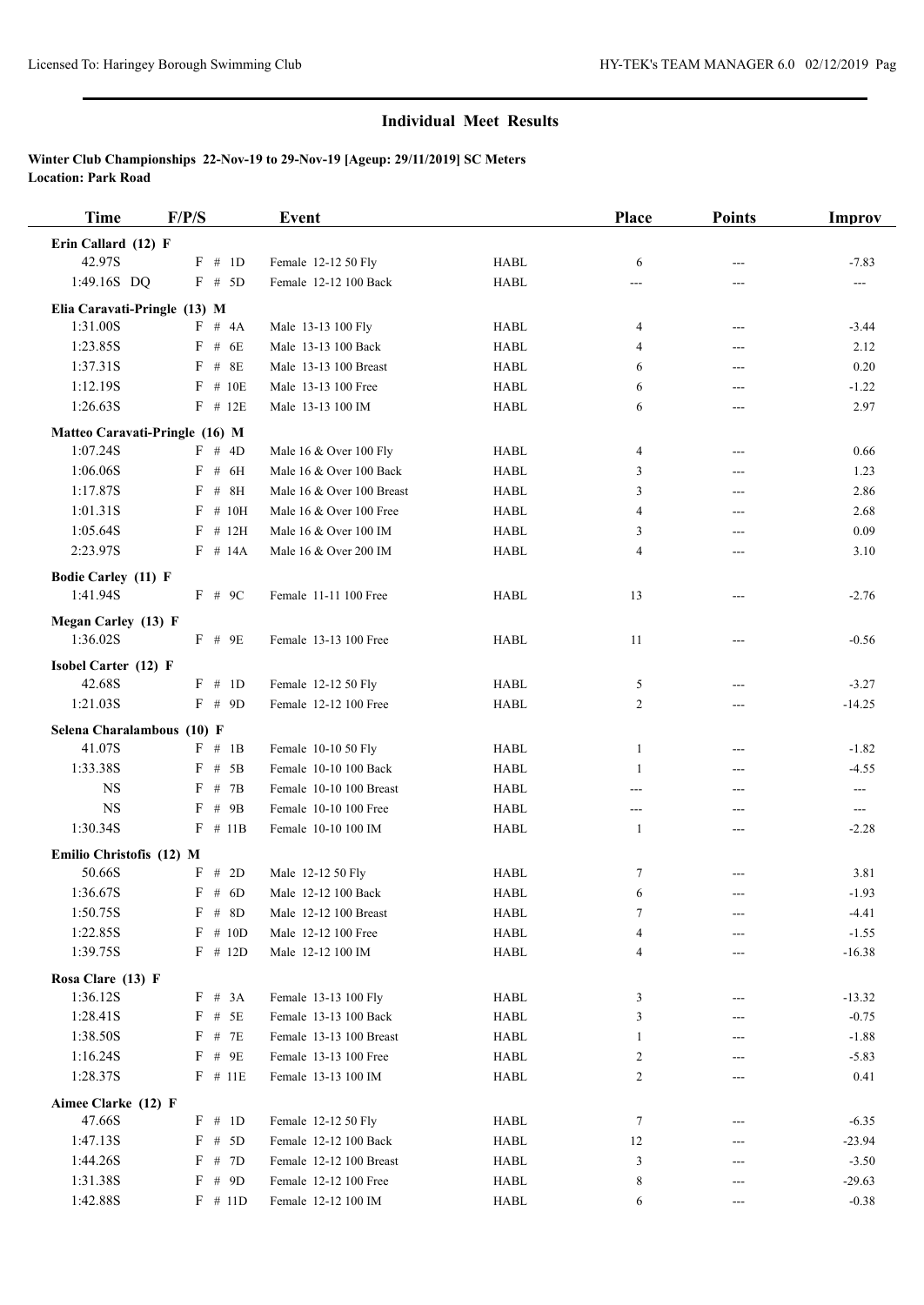## Individual Meet Results

**Winter Club Championships 22-Nov-19 to 29-Nov-19 [Ageup: 29/11/2019] SC Meters**
**Location: Park Road**

| Time | F/P/S | Event | | Place | Points | Improv |
|---|---|---|---|---|---|---|
| **Erin Callard (12) F** | | | | | | |
| 42.97S | F # 1D | Female 12-12 50 Fly | HABL | 6 | --- | -7.83 |
| 1:49.16S DQ | F # 5D | Female 12-12 100 Back | HABL | --- | --- | --- |
| **Elia Caravati-Pringle (13) M** | | | | | | |
| 1:31.00S | F # 4A | Male 13-13 100 Fly | HABL | 4 | --- | -3.44 |
| 1:23.85S | F # 6E | Male 13-13 100 Back | HABL | 4 | --- | 2.12 |
| 1:37.31S | F # 8E | Male 13-13 100 Breast | HABL | 6 | --- | 0.20 |
| 1:12.19S | F # 10E | Male 13-13 100 Free | HABL | 6 | --- | -1.22 |
| 1:26.63S | F # 12E | Male 13-13 100 IM | HABL | 6 | --- | 2.97 |
| **Matteo Caravati-Pringle (16) M** | | | | | | |
| 1:07.24S | F # 4D | Male 16 & Over 100 Fly | HABL | 4 | --- | 0.66 |
| 1:06.06S | F # 6H | Male 16 & Over 100 Back | HABL | 3 | --- | 1.23 |
| 1:17.87S | F # 8H | Male 16 & Over 100 Breast | HABL | 3 | --- | 2.86 |
| 1:01.31S | F # 10H | Male 16 & Over 100 Free | HABL | 4 | --- | 2.68 |
| 1:05.64S | F # 12H | Male 16 & Over 100 IM | HABL | 3 | --- | 0.09 |
| 2:23.97S | F # 14A | Male 16 & Over 200 IM | HABL | 4 | --- | 3.10 |
| **Bodie Carley (11) F** | | | | | | |
| 1:41.94S | F # 9C | Female 11-11 100 Free | HABL | 13 | --- | -2.76 |
| **Megan Carley (13) F** | | | | | | |
| 1:36.02S | F # 9E | Female 13-13 100 Free | HABL | 11 | --- | -0.56 |
| **Isobel Carter (12) F** | | | | | | |
| 42.68S | F # 1D | Female 12-12 50 Fly | HABL | 5 | --- | -3.27 |
| 1:21.03S | F # 9D | Female 12-12 100 Free | HABL | 2 | --- | -14.25 |
| **Selena Charalambous (10) F** | | | | | | |
| 41.07S | F # 1B | Female 10-10 50 Fly | HABL | 1 | --- | -1.82 |
| 1:33.38S | F # 5B | Female 10-10 100 Back | HABL | 1 | --- | -4.55 |
| NS | F # 7B | Female 10-10 100 Breast | HABL | --- | --- | --- |
| NS | F # 9B | Female 10-10 100 Free | HABL | --- | --- | --- |
| 1:30.34S | F # 11B | Female 10-10 100 IM | HABL | 1 | --- | -2.28 |
| **Emilio Christofis (12) M** | | | | | | |
| 50.66S | F # 2D | Male 12-12 50 Fly | HABL | 7 | --- | 3.81 |
| 1:36.67S | F # 6D | Male 12-12 100 Back | HABL | 6 | --- | -1.93 |
| 1:50.75S | F # 8D | Male 12-12 100 Breast | HABL | 7 | --- | -4.41 |
| 1:22.85S | F # 10D | Male 12-12 100 Free | HABL | 4 | --- | -1.55 |
| 1:39.75S | F # 12D | Male 12-12 100 IM | HABL | 4 | --- | -16.38 |
| **Rosa Clare (13) F** | | | | | | |
| 1:36.12S | F # 3A | Female 13-13 100 Fly | HABL | 3 | --- | -13.32 |
| 1:28.41S | F # 5E | Female 13-13 100 Back | HABL | 3 | --- | -0.75 |
| 1:38.50S | F # 7E | Female 13-13 100 Breast | HABL | 1 | --- | -1.88 |
| 1:16.24S | F # 9E | Female 13-13 100 Free | HABL | 2 | --- | -5.83 |
| 1:28.37S | F # 11E | Female 13-13 100 IM | HABL | 2 | --- | 0.41 |
| **Aimee Clarke (12) F** | | | | | | |
| 47.66S | F # 1D | Female 12-12 50 Fly | HABL | 7 | --- | -6.35 |
| 1:47.13S | F # 5D | Female 12-12 100 Back | HABL | 12 | --- | -23.94 |
| 1:44.26S | F # 7D | Female 12-12 100 Breast | HABL | 3 | --- | -3.50 |
| 1:31.38S | F # 9D | Female 12-12 100 Free | HABL | 8 | --- | -29.63 |
| 1:42.88S | F # 11D | Female 12-12 100 IM | HABL | 6 | --- | -0.38 |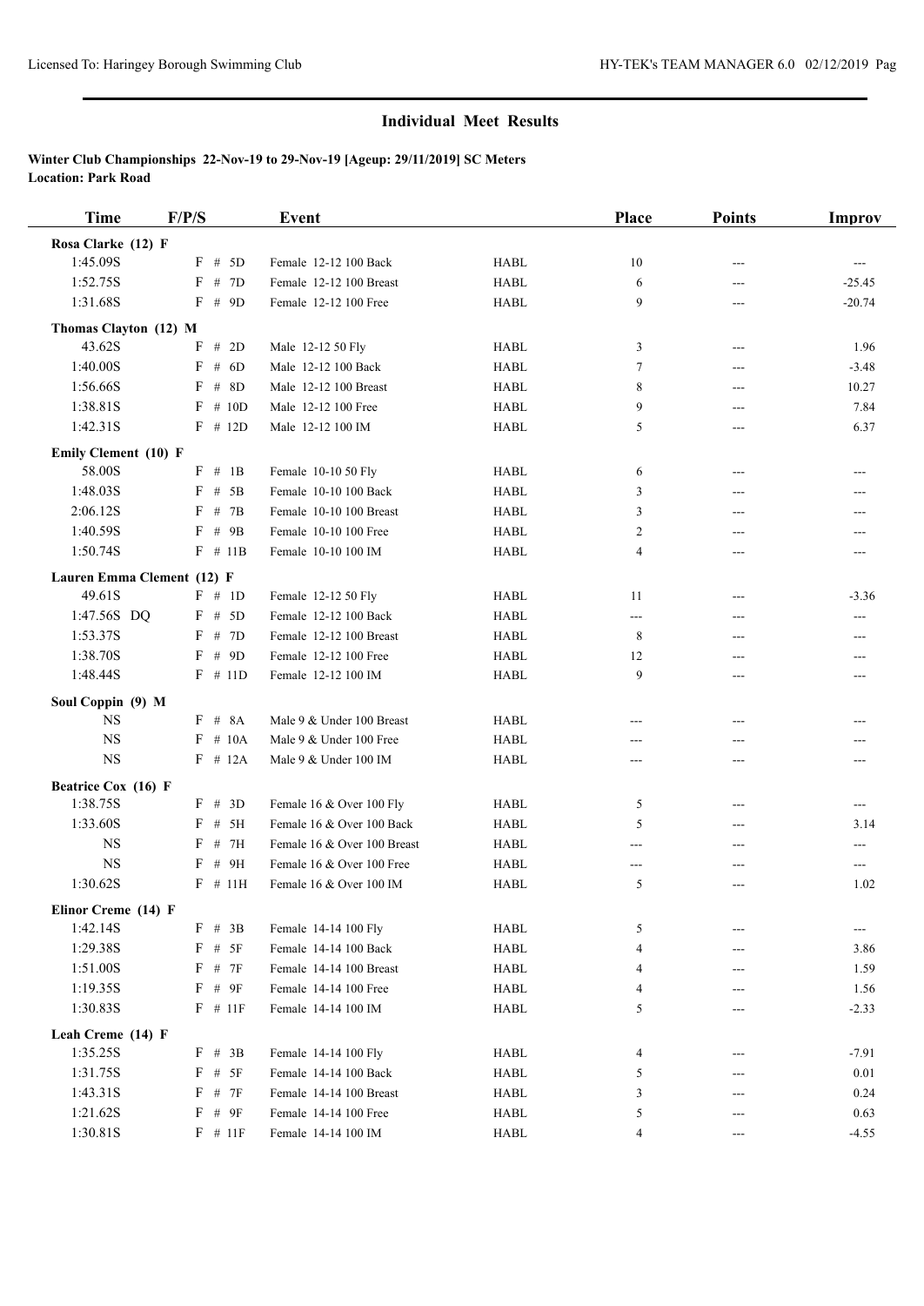## Individual Meet Results

**Winter Club Championships 22-Nov-19 to 29-Nov-19 [Ageup: 29/11/2019] SC Meters**
**Location: Park Road**

| Time | F/P/S | Event | | Place | Points | Improv |
|---|---|---|---|---|---|---|
| **Rosa Clarke (12) F** | | | | | | |
| 1:45.09S | F # 5D | Female 12-12 100 Back | HABL | 10 | --- | --- |
| 1:52.75S | F # 7D | Female 12-12 100 Breast | HABL | 6 | --- | -25.45 |
| 1:31.68S | F # 9D | Female 12-12 100 Free | HABL | 9 | --- | -20.74 |
| **Thomas Clayton (12) M** | | | | | | |
| 43.62S | F # 2D | Male 12-12 50 Fly | HABL | 3 | --- | 1.96 |
| 1:40.00S | F # 6D | Male 12-12 100 Back | HABL | 7 | --- | -3.48 |
| 1:56.66S | F # 8D | Male 12-12 100 Breast | HABL | 8 | --- | 10.27 |
| 1:38.81S | F # 10D | Male 12-12 100 Free | HABL | 9 | --- | 7.84 |
| 1:42.31S | F # 12D | Male 12-12 100 IM | HABL | 5 | --- | 6.37 |
| **Emily Clement (10) F** | | | | | | |
| 58.00S | F # 1B | Female 10-10 50 Fly | HABL | 6 | --- | --- |
| 1:48.03S | F # 5B | Female 10-10 100 Back | HABL | 3 | --- | --- |
| 2:06.12S | F # 7B | Female 10-10 100 Breast | HABL | 3 | --- | --- |
| 1:40.59S | F # 9B | Female 10-10 100 Free | HABL | 2 | --- | --- |
| 1:50.74S | F # 11B | Female 10-10 100 IM | HABL | 4 | --- | --- |
| **Lauren Emma Clement (12) F** | | | | | | |
| 49.61S | F # 1D | Female 12-12 50 Fly | HABL | 11 | --- | -3.36 |
| 1:47.56S DQ | F # 5D | Female 12-12 100 Back | HABL | --- | --- | --- |
| 1:53.37S | F # 7D | Female 12-12 100 Breast | HABL | 8 | --- | --- |
| 1:38.70S | F # 9D | Female 12-12 100 Free | HABL | 12 | --- | --- |
| 1:48.44S | F # 11D | Female 12-12 100 IM | HABL | 9 | --- | --- |
| **Soul Coppin (9) M** | | | | | | |
| NS | F # 8A | Male 9 & Under 100 Breast | HABL | --- | --- | --- |
| NS | F # 10A | Male 9 & Under 100 Free | HABL | --- | --- | --- |
| NS | F # 12A | Male 9 & Under 100 IM | HABL | --- | --- | --- |
| **Beatrice Cox (16) F** | | | | | | |
| 1:38.75S | F # 3D | Female 16 & Over 100 Fly | HABL | 5 | --- | --- |
| 1:33.60S | F # 5H | Female 16 & Over 100 Back | HABL | 5 | --- | 3.14 |
| NS | F # 7H | Female 16 & Over 100 Breast | HABL | --- | --- | --- |
| NS | F # 9H | Female 16 & Over 100 Free | HABL | --- | --- | --- |
| 1:30.62S | F # 11H | Female 16 & Over 100 IM | HABL | 5 | --- | 1.02 |
| **Elinor Creme (14) F** | | | | | | |
| 1:42.14S | F # 3B | Female 14-14 100 Fly | HABL | 5 | --- | --- |
| 1:29.38S | F # 5F | Female 14-14 100 Back | HABL | 4 | --- | 3.86 |
| 1:51.00S | F # 7F | Female 14-14 100 Breast | HABL | 4 | --- | 1.59 |
| 1:19.35S | F # 9F | Female 14-14 100 Free | HABL | 4 | --- | 1.56 |
| 1:30.83S | F # 11F | Female 14-14 100 IM | HABL | 5 | --- | -2.33 |
| **Leah Creme (14) F** | | | | | | |
| 1:35.25S | F # 3B | Female 14-14 100 Fly | HABL | 4 | --- | -7.91 |
| 1:31.75S | F # 5F | Female 14-14 100 Back | HABL | 5 | --- | 0.01 |
| 1:43.31S | F # 7F | Female 14-14 100 Breast | HABL | 3 | --- | 0.24 |
| 1:21.62S | F # 9F | Female 14-14 100 Free | HABL | 5 | --- | 0.63 |
| 1:30.81S | F # 11F | Female 14-14 100 IM | HABL | 4 | --- | -4.55 |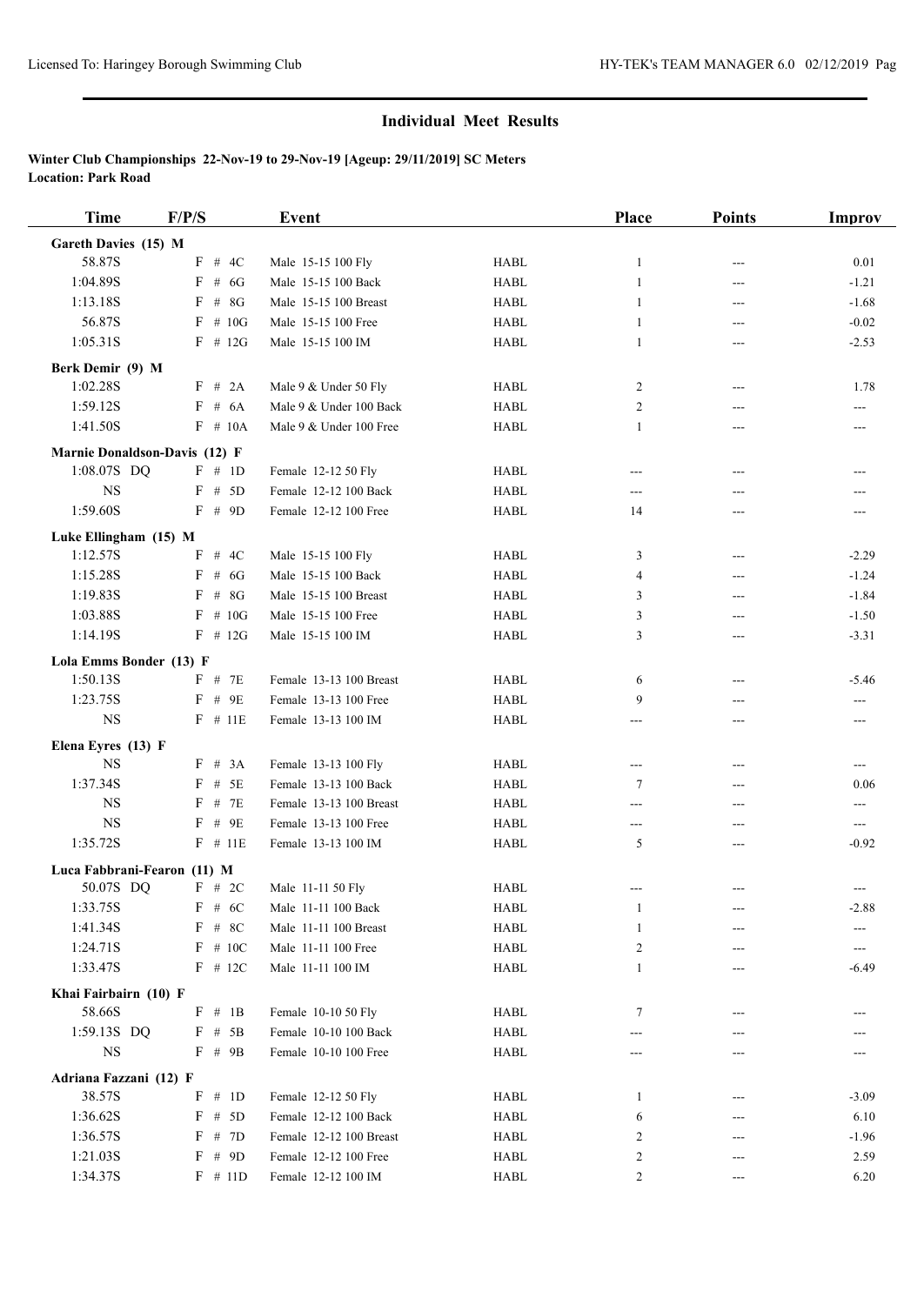## Individual Meet Results

**Winter Club Championships 22-Nov-19 to 29-Nov-19 [Ageup: 29/11/2019] SC Meters**
**Location: Park Road**

| Time | F/P/S | Event | | Place | Points | Improv |
|---|---|---|---|---|---|---|
| **Gareth Davies (15) M** | | | | | | |
| 58.87S | F # 4C | Male 15-15 100 Fly | HABL | 1 | --- | 0.01 |
| 1:04.89S | F # 6G | Male 15-15 100 Back | HABL | 1 | --- | -1.21 |
| 1:13.18S | F # 8G | Male 15-15 100 Breast | HABL | 1 | --- | -1.68 |
| 56.87S | F # 10G | Male 15-15 100 Free | HABL | 1 | --- | -0.02 |
| 1:05.31S | F # 12G | Male 15-15 100 IM | HABL | 1 | --- | -2.53 |
| **Berk Demir (9) M** | | | | | | |
| 1:02.28S | F # 2A | Male 9 & Under 50 Fly | HABL | 2 | --- | 1.78 |
| 1:59.12S | F # 6A | Male 9 & Under 100 Back | HABL | 2 | --- | --- |
| 1:41.50S | F # 10A | Male 9 & Under 100 Free | HABL | 1 | --- | --- |
| **Marnie Donaldson-Davis (12) F** | | | | | | |
| 1:08.07S DQ | F # 1D | Female 12-12 50 Fly | HABL | --- | --- | --- |
| NS | F # 5D | Female 12-12 100 Back | HABL | --- | --- | --- |
| 1:59.60S | F # 9D | Female 12-12 100 Free | HABL | 14 | --- | --- |
| **Luke Ellingham (15) M** | | | | | | |
| 1:12.57S | F # 4C | Male 15-15 100 Fly | HABL | 3 | --- | -2.29 |
| 1:15.28S | F # 6G | Male 15-15 100 Back | HABL | 4 | --- | -1.24 |
| 1:19.83S | F # 8G | Male 15-15 100 Breast | HABL | 3 | --- | -1.84 |
| 1:03.88S | F # 10G | Male 15-15 100 Free | HABL | 3 | --- | -1.50 |
| 1:14.19S | F # 12G | Male 15-15 100 IM | HABL | 3 | --- | -3.31 |
| **Lola Emms Bonder (13) F** | | | | | | |
| 1:50.13S | F # 7E | Female 13-13 100 Breast | HABL | 6 | --- | -5.46 |
| 1:23.75S | F # 9E | Female 13-13 100 Free | HABL | 9 | --- | --- |
| NS | F # 11E | Female 13-13 100 IM | HABL | --- | --- | --- |
| **Elena Eyres (13) F** | | | | | | |
| NS | F # 3A | Female 13-13 100 Fly | HABL | --- | --- | --- |
| 1:37.34S | F # 5E | Female 13-13 100 Back | HABL | 7 | --- | 0.06 |
| NS | F # 7E | Female 13-13 100 Breast | HABL | --- | --- | --- |
| NS | F # 9E | Female 13-13 100 Free | HABL | --- | --- | --- |
| 1:35.72S | F # 11E | Female 13-13 100 IM | HABL | 5 | --- | -0.92 |
| **Luca Fabbrani-Fearon (11) M** | | | | | | |
| 50.07S DQ | F # 2C | Male 11-11 50 Fly | HABL | --- | --- | --- |
| 1:33.75S | F # 6C | Male 11-11 100 Back | HABL | 1 | --- | -2.88 |
| 1:41.34S | F # 8C | Male 11-11 100 Breast | HABL | 1 | --- | --- |
| 1:24.71S | F # 10C | Male 11-11 100 Free | HABL | 2 | --- | --- |
| 1:33.47S | F # 12C | Male 11-11 100 IM | HABL | 1 | --- | -6.49 |
| **Khai Fairbairn (10) F** | | | | | | |
| 58.66S | F # 1B | Female 10-10 50 Fly | HABL | 7 | --- | --- |
| 1:59.13S DQ | F # 5B | Female 10-10 100 Back | HABL | --- | --- | --- |
| NS | F # 9B | Female 10-10 100 Free | HABL | --- | --- | --- |
| **Adriana Fazzani (12) F** | | | | | | |
| 38.57S | F # 1D | Female 12-12 50 Fly | HABL | 1 | --- | -3.09 |
| 1:36.62S | F # 5D | Female 12-12 100 Back | HABL | 6 | --- | 6.10 |
| 1:36.57S | F # 7D | Female 12-12 100 Breast | HABL | 2 | --- | -1.96 |
| 1:21.03S | F # 9D | Female 12-12 100 Free | HABL | 2 | --- | 2.59 |
| 1:34.37S | F # 11D | Female 12-12 100 IM | HABL | 2 | --- | 6.20 |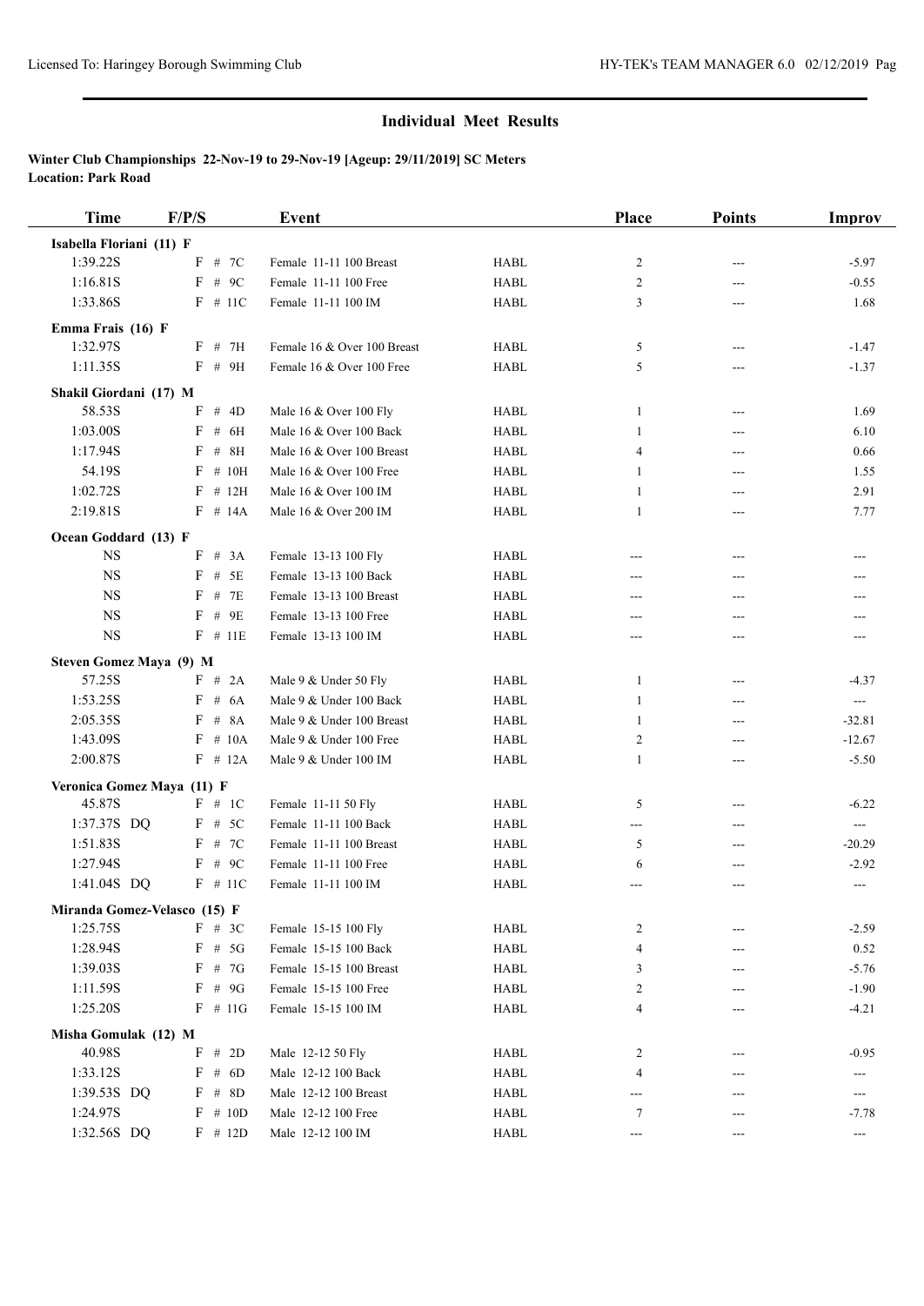## Individual Meet Results

**Winter Club Championships 22-Nov-19 to 29-Nov-19 [Ageup: 29/11/2019] SC Meters**
**Location: Park Road**

| Time | F/P/S | Event | | Place | Points | Improv |
|---|---|---|---|---|---|---|
| **Isabella Floriani (11) F** | | | | | | |
| 1:39.22S | F # 7C | Female 11-11 100 Breast | HABL | 2 | --- | -5.97 |
| 1:16.81S | F # 9C | Female 11-11 100 Free | HABL | 2 | --- | -0.55 |
| 1:33.86S | F # 11C | Female 11-11 100 IM | HABL | 3 | --- | 1.68 |
| **Emma Frais (16) F** | | | | | | |
| 1:32.97S | F # 7H | Female 16 & Over 100 Breast | HABL | 5 | --- | -1.47 |
| 1:11.35S | F # 9H | Female 16 & Over 100 Free | HABL | 5 | --- | -1.37 |
| **Shakil Giordani (17) M** | | | | | | |
| 58.53S | F # 4D | Male 16 & Over 100 Fly | HABL | 1 | --- | 1.69 |
| 1:03.00S | F # 6H | Male 16 & Over 100 Back | HABL | 1 | --- | 6.10 |
| 1:17.94S | F # 8H | Male 16 & Over 100 Breast | HABL | 4 | --- | 0.66 |
| 54.19S | F # 10H | Male 16 & Over 100 Free | HABL | 1 | --- | 1.55 |
| 1:02.72S | F # 12H | Male 16 & Over 100 IM | HABL | 1 | --- | 2.91 |
| 2:19.81S | F # 14A | Male 16 & Over 200 IM | HABL | 1 | --- | 7.77 |
| **Ocean Goddard (13) F** | | | | | | |
| NS | F # 3A | Female 13-13 100 Fly | HABL | --- | --- | --- |
| NS | F # 5E | Female 13-13 100 Back | HABL | --- | --- | --- |
| NS | F # 7E | Female 13-13 100 Breast | HABL | --- | --- | --- |
| NS | F # 9E | Female 13-13 100 Free | HABL | --- | --- | --- |
| NS | F # 11E | Female 13-13 100 IM | HABL | --- | --- | --- |
| **Steven Gomez Maya (9) M** | | | | | | |
| 57.25S | F # 2A | Male 9 & Under 50 Fly | HABL | 1 | --- | -4.37 |
| 1:53.25S | F # 6A | Male 9 & Under 100 Back | HABL | 1 | --- | --- |
| 2:05.35S | F # 8A | Male 9 & Under 100 Breast | HABL | 1 | --- | -32.81 |
| 1:43.09S | F # 10A | Male 9 & Under 100 Free | HABL | 2 | --- | -12.67 |
| 2:00.87S | F # 12A | Male 9 & Under 100 IM | HABL | 1 | --- | -5.50 |
| **Veronica Gomez Maya (11) F** | | | | | | |
| 45.87S | F # 1C | Female 11-11 50 Fly | HABL | 5 | --- | -6.22 |
| 1:37.37S DQ | F # 5C | Female 11-11 100 Back | HABL | --- | --- | --- |
| 1:51.83S | F # 7C | Female 11-11 100 Breast | HABL | 5 | --- | -20.29 |
| 1:27.94S | F # 9C | Female 11-11 100 Free | HABL | 6 | --- | -2.92 |
| 1:41.04S DQ | F # 11C | Female 11-11 100 IM | HABL | --- | --- | --- |
| **Miranda Gomez-Velasco (15) F** | | | | | | |
| 1:25.75S | F # 3C | Female 15-15 100 Fly | HABL | 2 | --- | -2.59 |
| 1:28.94S | F # 5G | Female 15-15 100 Back | HABL | 4 | --- | 0.52 |
| 1:39.03S | F # 7G | Female 15-15 100 Breast | HABL | 3 | --- | -5.76 |
| 1:11.59S | F # 9G | Female 15-15 100 Free | HABL | 2 | --- | -1.90 |
| 1:25.20S | F # 11G | Female 15-15 100 IM | HABL | 4 | --- | -4.21 |
| **Misha Gomulak (12) M** | | | | | | |
| 40.98S | F # 2D | Male 12-12 50 Fly | HABL | 2 | --- | -0.95 |
| 1:33.12S | F # 6D | Male 12-12 100 Back | HABL | 4 | --- | --- |
| 1:39.53S DQ | F # 8D | Male 12-12 100 Breast | HABL | --- | --- | --- |
| 1:24.97S | F # 10D | Male 12-12 100 Free | HABL | 7 | --- | -7.78 |
| 1:32.56S DQ | F # 12D | Male 12-12 100 IM | HABL | --- | --- | --- |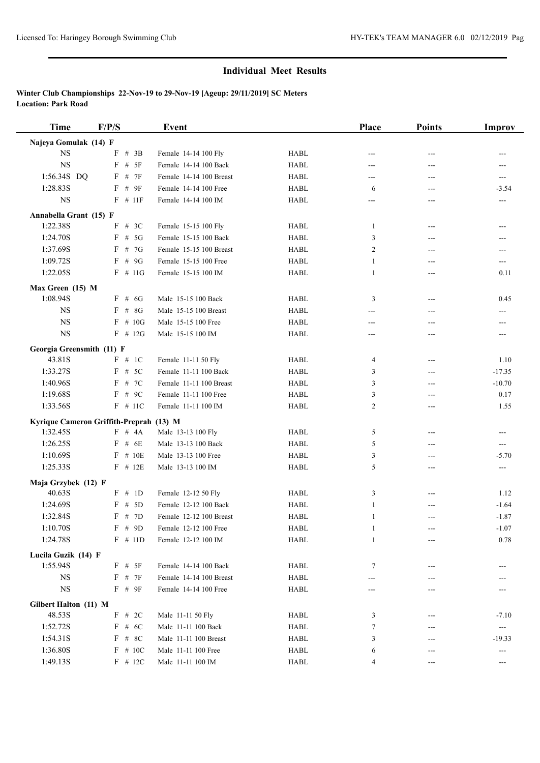## Individual Meet Results

**Winter Club Championships 22-Nov-19 to 29-Nov-19 [Ageup: 29/11/2019] SC Meters**
**Location: Park Road**

| Time | F/P/S | Event | | Place | Points | Improv |
|---|---|---|---|---|---|---|
| **Najeya Gomulak (14) F** | | | | | | |
| NS | F # 3B | Female 14-14 100 Fly | HABL | --- | --- | --- |
| NS | F # 5F | Female 14-14 100 Back | HABL | --- | --- | --- |
| 1:56.34S DQ | F # 7F | Female 14-14 100 Breast | HABL | --- | --- | --- |
| 1:28.83S | F # 9F | Female 14-14 100 Free | HABL | 6 | --- | -3.54 |
| NS | F # 11F | Female 14-14 100 IM | HABL | --- | --- | --- |
| **Annabella Grant (15) F** | | | | | | |
| 1:22.38S | F # 3C | Female 15-15 100 Fly | HABL | 1 | --- | --- |
| 1:24.70S | F # 5G | Female 15-15 100 Back | HABL | 3 | --- | --- |
| 1:37.69S | F # 7G | Female 15-15 100 Breast | HABL | 2 | --- | --- |
| 1:09.72S | F # 9G | Female 15-15 100 Free | HABL | 1 | --- | --- |
| 1:22.05S | F # 11G | Female 15-15 100 IM | HABL | 1 | --- | 0.11 |
| **Max Green (15) M** | | | | | | |
| 1:08.94S | F # 6G | Male 15-15 100 Back | HABL | 3 | --- | 0.45 |
| NS | F # 8G | Male 15-15 100 Breast | HABL | --- | --- | --- |
| NS | F # 10G | Male 15-15 100 Free | HABL | --- | --- | --- |
| NS | F # 12G | Male 15-15 100 IM | HABL | --- | --- | --- |
| **Georgia Greensmith (11) F** | | | | | | |
| 43.81S | F # 1C | Female 11-11 50 Fly | HABL | 4 | --- | 1.10 |
| 1:33.27S | F # 5C | Female 11-11 100 Back | HABL | 3 | --- | -17.35 |
| 1:40.96S | F # 7C | Female 11-11 100 Breast | HABL | 3 | --- | -10.70 |
| 1:19.68S | F # 9C | Female 11-11 100 Free | HABL | 3 | --- | 0.17 |
| 1:33.56S | F # 11C | Female 11-11 100 IM | HABL | 2 | --- | 1.55 |
| **Kyrique Cameron Griffith-Preprah (13) M** | | | | | | |
| 1:32.45S | F # 4A | Male 13-13 100 Fly | HABL | 5 | --- | --- |
| 1:26.25S | F # 6E | Male 13-13 100 Back | HABL | 5 | --- | --- |
| 1:10.69S | F # 10E | Male 13-13 100 Free | HABL | 3 | --- | -5.70 |
| 1:25.33S | F # 12E | Male 13-13 100 IM | HABL | 5 | --- | --- |
| **Maja Grzybek (12) F** | | | | | | |
| 40.63S | F # 1D | Female 12-12 50 Fly | HABL | 3 | --- | 1.12 |
| 1:24.69S | F # 5D | Female 12-12 100 Back | HABL | 1 | --- | -1.64 |
| 1:32.84S | F # 7D | Female 12-12 100 Breast | HABL | 1 | --- | -1.87 |
| 1:10.70S | F # 9D | Female 12-12 100 Free | HABL | 1 | --- | -1.07 |
| 1:24.78S | F # 11D | Female 12-12 100 IM | HABL | 1 | --- | 0.78 |
| **Lucila Guzik (14) F** | | | | | | |
| 1:55.94S | F # 5F | Female 14-14 100 Back | HABL | 7 | --- | --- |
| NS | F # 7F | Female 14-14 100 Breast | HABL | --- | --- | --- |
| NS | F # 9F | Female 14-14 100 Free | HABL | --- | --- | --- |
| **Gilbert Halton (11) M** | | | | | | |
| 48.53S | F # 2C | Male 11-11 50 Fly | HABL | 3 | --- | -7.10 |
| 1:52.72S | F # 6C | Male 11-11 100 Back | HABL | 7 | --- | --- |
| 1:54.31S | F # 8C | Male 11-11 100 Breast | HABL | 3 | --- | -19.33 |
| 1:36.80S | F # 10C | Male 11-11 100 Free | HABL | 6 | --- | --- |
| 1:49.13S | F # 12C | Male 11-11 100 IM | HABL | 4 | --- | --- |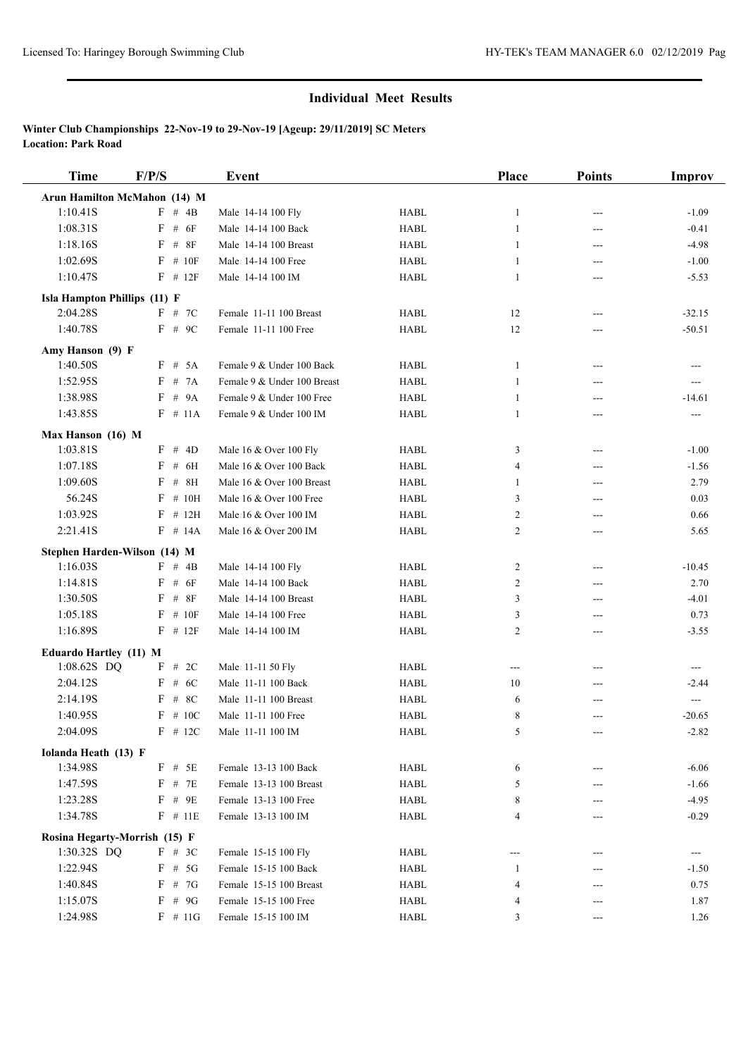## Individual Meet Results

**Winter Club Championships 22-Nov-19 to 29-Nov-19 [Ageup: 29/11/2019] SC Meters**
**Location: Park Road**

| Time | F/P/S | Event | | Place | Points | Improv |
|---|---|---|---|---|---|---|
| **Arun Hamilton McMahon (14) M** | | | | | | |
| 1:10.41S | F # 4B | Male 14-14 100 Fly | HABL | 1 | --- | -1.09 |
| 1:08.31S | F # 6F | Male 14-14 100 Back | HABL | 1 | --- | -0.41 |
| 1:18.16S | F # 8F | Male 14-14 100 Breast | HABL | 1 | --- | -4.98 |
| 1:02.69S | F # 10F | Male 14-14 100 Free | HABL | 1 | --- | -1.00 |
| 1:10.47S | F # 12F | Male 14-14 100 IM | HABL | 1 | --- | -5.53 |
| **Isla Hampton Phillips (11) F** | | | | | | |
| 2:04.28S | F # 7C | Female 11-11 100 Breast | HABL | 12 | --- | -32.15 |
| 1:40.78S | F # 9C | Female 11-11 100 Free | HABL | 12 | --- | -50.51 |
| **Amy Hanson (9) F** | | | | | | |
| 1:40.50S | F # 5A | Female 9 & Under 100 Back | HABL | 1 | --- | --- |
| 1:52.95S | F # 7A | Female 9 & Under 100 Breast | HABL | 1 | --- | --- |
| 1:38.98S | F # 9A | Female 9 & Under 100 Free | HABL | 1 | --- | -14.61 |
| 1:43.85S | F # 11A | Female 9 & Under 100 IM | HABL | 1 | --- | --- |
| **Max Hanson (16) M** | | | | | | |
| 1:03.81S | F # 4D | Male 16 & Over 100 Fly | HABL | 3 | --- | -1.00 |
| 1:07.18S | F # 6H | Male 16 & Over 100 Back | HABL | 4 | --- | -1.56 |
| 1:09.60S | F # 8H | Male 16 & Over 100 Breast | HABL | 1 | --- | 2.79 |
| 56.24S | F # 10H | Male 16 & Over 100 Free | HABL | 3 | --- | 0.03 |
| 1:03.92S | F # 12H | Male 16 & Over 100 IM | HABL | 2 | --- | 0.66 |
| 2:21.41S | F # 14A | Male 16 & Over 200 IM | HABL | 2 | --- | 5.65 |
| **Stephen Harden-Wilson (14) M** | | | | | | |
| 1:16.03S | F # 4B | Male 14-14 100 Fly | HABL | 2 | --- | -10.45 |
| 1:14.81S | F # 6F | Male 14-14 100 Back | HABL | 2 | --- | 2.70 |
| 1:30.50S | F # 8F | Male 14-14 100 Breast | HABL | 3 | --- | -4.01 |
| 1:05.18S | F # 10F | Male 14-14 100 Free | HABL | 3 | --- | 0.73 |
| 1:16.89S | F # 12F | Male 14-14 100 IM | HABL | 2 | --- | -3.55 |
| **Eduardo Hartley (11) M** | | | | | | |
| 1:08.62S DQ | F # 2C | Male 11-11 50 Fly | HABL | --- | --- | --- |
| 2:04.12S | F # 6C | Male 11-11 100 Back | HABL | 10 | --- | -2.44 |
| 2:14.19S | F # 8C | Male 11-11 100 Breast | HABL | 6 | --- | --- |
| 1:40.95S | F # 10C | Male 11-11 100 Free | HABL | 8 | --- | -20.65 |
| 2:04.09S | F # 12C | Male 11-11 100 IM | HABL | 5 | --- | -2.82 |
| **Iolanda Heath (13) F** | | | | | | |
| 1:34.98S | F # 5E | Female 13-13 100 Back | HABL | 6 | --- | -6.06 |
| 1:47.59S | F # 7E | Female 13-13 100 Breast | HABL | 5 | --- | -1.66 |
| 1:23.28S | F # 9E | Female 13-13 100 Free | HABL | 8 | --- | -4.95 |
| 1:34.78S | F # 11E | Female 13-13 100 IM | HABL | 4 | --- | -0.29 |
| **Rosina Hegarty-Morrish (15) F** | | | | | | |
| 1:30.32S DQ | F # 3C | Female 15-15 100 Fly | HABL | --- | --- | --- |
| 1:22.94S | F # 5G | Female 15-15 100 Back | HABL | 1 | --- | -1.50 |
| 1:40.84S | F # 7G | Female 15-15 100 Breast | HABL | 4 | --- | 0.75 |
| 1:15.07S | F # 9G | Female 15-15 100 Free | HABL | 4 | --- | 1.87 |
| 1:24.98S | F # 11G | Female 15-15 100 IM | HABL | 3 | --- | 1.26 |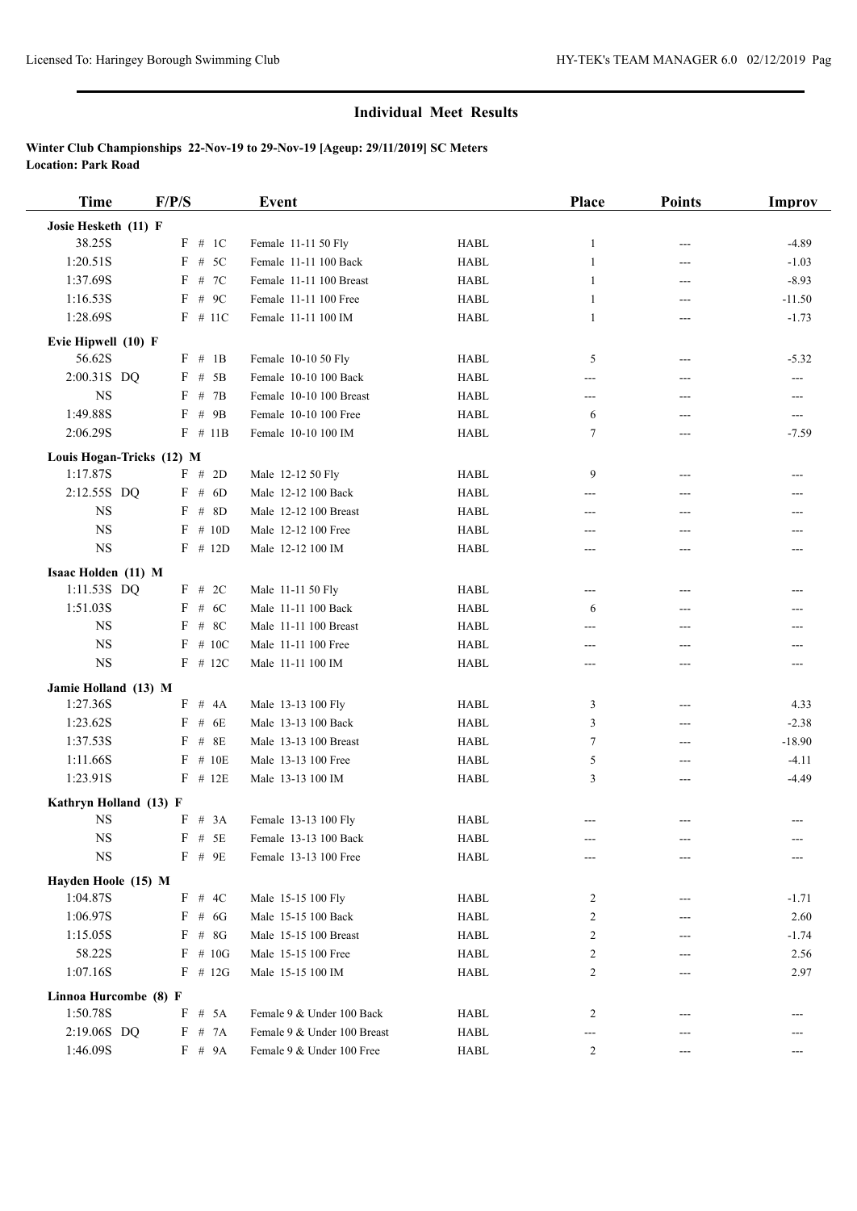## Individual Meet Results

**Winter Club Championships 22-Nov-19 to 29-Nov-19 [Ageup: 29/11/2019] SC Meters**
**Location: Park Road**

| Time | F/P/S | Event | | Place | Points | Improv |
|---|---|---|---|---|---|---|
| **Josie Hesketh (11) F** | | | | | | |
| 38.25S | F # 1C | Female 11-11 50 Fly | HABL | 1 | --- | -4.89 |
| 1:20.51S | F # 5C | Female 11-11 100 Back | HABL | 1 | --- | -1.03 |
| 1:37.69S | F # 7C | Female 11-11 100 Breast | HABL | 1 | --- | -8.93 |
| 1:16.53S | F # 9C | Female 11-11 100 Free | HABL | 1 | --- | -11.50 |
| 1:28.69S | F # 11C | Female 11-11 100 IM | HABL | 1 | --- | -1.73 |
| **Evie Hipwell (10) F** | | | | | | |
| 56.62S | F # 1B | Female 10-10 50 Fly | HABL | 5 | --- | -5.32 |
| 2:00.31S DQ | F # 5B | Female 10-10 100 Back | HABL | --- | --- | --- |
| NS | F # 7B | Female 10-10 100 Breast | HABL | --- | --- | --- |
| 1:49.88S | F # 9B | Female 10-10 100 Free | HABL | 6 | --- | --- |
| 2:06.29S | F # 11B | Female 10-10 100 IM | HABL | 7 | --- | -7.59 |
| **Louis Hogan-Tricks (12) M** | | | | | | |
| 1:17.87S | F # 2D | Male 12-12 50 Fly | HABL | 9 | --- | --- |
| 2:12.55S DQ | F # 6D | Male 12-12 100 Back | HABL | --- | --- | --- |
| NS | F # 8D | Male 12-12 100 Breast | HABL | --- | --- | --- |
| NS | F # 10D | Male 12-12 100 Free | HABL | --- | --- | --- |
| NS | F # 12D | Male 12-12 100 IM | HABL | --- | --- | --- |
| **Isaac Holden (11) M** | | | | | | |
| 1:11.53S DQ | F # 2C | Male 11-11 50 Fly | HABL | --- | --- | --- |
| 1:51.03S | F # 6C | Male 11-11 100 Back | HABL | 6 | --- | --- |
| NS | F # 8C | Male 11-11 100 Breast | HABL | --- | --- | --- |
| NS | F # 10C | Male 11-11 100 Free | HABL | --- | --- | --- |
| NS | F # 12C | Male 11-11 100 IM | HABL | --- | --- | --- |
| **Jamie Holland (13) M** | | | | | | |
| 1:27.36S | F # 4A | Male 13-13 100 Fly | HABL | 3 | --- | 4.33 |
| 1:23.62S | F # 6E | Male 13-13 100 Back | HABL | 3 | --- | -2.38 |
| 1:37.53S | F # 8E | Male 13-13 100 Breast | HABL | 7 | --- | -18.90 |
| 1:11.66S | F # 10E | Male 13-13 100 Free | HABL | 5 | --- | -4.11 |
| 1:23.91S | F # 12E | Male 13-13 100 IM | HABL | 3 | --- | -4.49 |
| **Kathryn Holland (13) F** | | | | | | |
| NS | F # 3A | Female 13-13 100 Fly | HABL | --- | --- | --- |
| NS | F # 5E | Female 13-13 100 Back | HABL | --- | --- | --- |
| NS | F # 9E | Female 13-13 100 Free | HABL | --- | --- | --- |
| **Hayden Hoole (15) M** | | | | | | |
| 1:04.87S | F # 4C | Male 15-15 100 Fly | HABL | 2 | --- | -1.71 |
| 1:06.97S | F # 6G | Male 15-15 100 Back | HABL | 2 | --- | 2.60 |
| 1:15.05S | F # 8G | Male 15-15 100 Breast | HABL | 2 | --- | -1.74 |
| 58.22S | F # 10G | Male 15-15 100 Free | HABL | 2 | --- | 2.56 |
| 1:07.16S | F # 12G | Male 15-15 100 IM | HABL | 2 | --- | 2.97 |
| **Linnoa Hurcombe (8) F** | | | | | | |
| 1:50.78S | F # 5A | Female 9 & Under 100 Back | HABL | 2 | --- | --- |
| 2:19.06S DQ | F # 7A | Female 9 & Under 100 Breast | HABL | --- | --- | --- |
| 1:46.09S | F # 9A | Female 9 & Under 100 Free | HABL | 2 | --- | --- |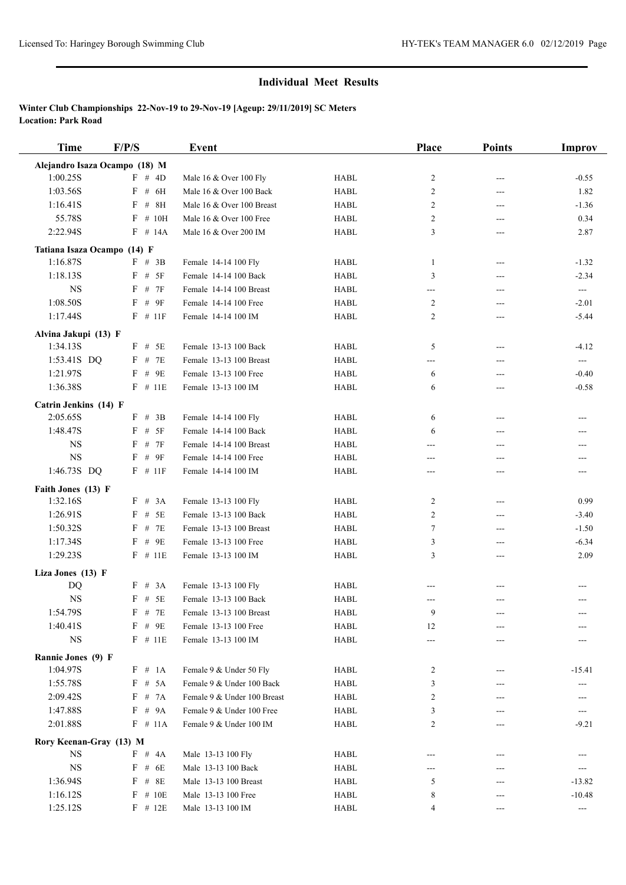## Individual Meet Results

**Winter Club Championships 22-Nov-19 to 29-Nov-19 [Ageup: 29/11/2019] SC Meters**
**Location: Park Road**

| Time | F/P/S | Event | | Place | Points | Improv |
|---|---|---|---|---|---|---|
| **Alejandro Isaza Ocampo (18) M** | | | | | | |
| 1:00.25S | F # 4D | Male 16 & Over 100 Fly | HABL | 2 | --- | -0.55 |
| 1:03.56S | F # 6H | Male 16 & Over 100 Back | HABL | 2 | --- | 1.82 |
| 1:16.41S | F # 8H | Male 16 & Over 100 Breast | HABL | 2 | --- | -1.36 |
| 55.78S | F # 10H | Male 16 & Over 100 Free | HABL | 2 | --- | 0.34 |
| 2:22.94S | F # 14A | Male 16 & Over 200 IM | HABL | 3 | --- | 2.87 |
| **Tatiana Isaza Ocampo (14) F** | | | | | | |
| 1:16.87S | F # 3B | Female 14-14 100 Fly | HABL | 1 | --- | -1.32 |
| 1:18.13S | F # 5F | Female 14-14 100 Back | HABL | 3 | --- | -2.34 |
| NS | F # 7F | Female 14-14 100 Breast | HABL | --- | --- | --- |
| 1:08.50S | F # 9F | Female 14-14 100 Free | HABL | 2 | --- | -2.01 |
| 1:17.44S | F # 11F | Female 14-14 100 IM | HABL | 2 | --- | -5.44 |
| **Alvina Jakupi (13) F** | | | | | | |
| 1:34.13S | F # 5E | Female 13-13 100 Back | HABL | 5 | --- | -4.12 |
| 1:53.41S DQ | F # 7E | Female 13-13 100 Breast | HABL | --- | --- | --- |
| 1:21.97S | F # 9E | Female 13-13 100 Free | HABL | 6 | --- | -0.40 |
| 1:36.38S | F # 11E | Female 13-13 100 IM | HABL | 6 | --- | -0.58 |
| **Catrin Jenkins (14) F** | | | | | | |
| 2:05.65S | F # 3B | Female 14-14 100 Fly | HABL | 6 | --- | --- |
| 1:48.47S | F # 5F | Female 14-14 100 Back | HABL | 6 | --- | --- |
| NS | F # 7F | Female 14-14 100 Breast | HABL | --- | --- | --- |
| NS | F # 9F | Female 14-14 100 Free | HABL | --- | --- | --- |
| 1:46.73S DQ | F # 11F | Female 14-14 100 IM | HABL | --- | --- | --- |
| **Faith Jones (13) F** | | | | | | |
| 1:32.16S | F # 3A | Female 13-13 100 Fly | HABL | 2 | --- | 0.99 |
| 1:26.91S | F # 5E | Female 13-13 100 Back | HABL | 2 | --- | -3.40 |
| 1:50.32S | F # 7E | Female 13-13 100 Breast | HABL | 7 | --- | -1.50 |
| 1:17.34S | F # 9E | Female 13-13 100 Free | HABL | 3 | --- | -6.34 |
| 1:29.23S | F # 11E | Female 13-13 100 IM | HABL | 3 | --- | 2.09 |
| **Liza Jones (13) F** | | | | | | |
| DQ | F # 3A | Female 13-13 100 Fly | HABL | --- | --- | --- |
| NS | F # 5E | Female 13-13 100 Back | HABL | --- | --- | --- |
| 1:54.79S | F # 7E | Female 13-13 100 Breast | HABL | 9 | --- | --- |
| 1:40.41S | F # 9E | Female 13-13 100 Free | HABL | 12 | --- | --- |
| NS | F # 11E | Female 13-13 100 IM | HABL | --- | --- | --- |
| **Rannie Jones (9) F** | | | | | | |
| 1:04.97S | F # 1A | Female 9 & Under 50 Fly | HABL | 2 | --- | -15.41 |
| 1:55.78S | F # 5A | Female 9 & Under 100 Back | HABL | 3 | --- | --- |
| 2:09.42S | F # 7A | Female 9 & Under 100 Breast | HABL | 2 | --- | --- |
| 1:47.88S | F # 9A | Female 9 & Under 100 Free | HABL | 3 | --- | --- |
| 2:01.88S | F # 11A | Female 9 & Under 100 IM | HABL | 2 | --- | -9.21 |
| **Rory Keenan-Gray (13) M** | | | | | | |
| NS | F # 4A | Male 13-13 100 Fly | HABL | --- | --- | --- |
| NS | F # 6E | Male 13-13 100 Back | HABL | --- | --- | --- |
| 1:36.94S | F # 8E | Male 13-13 100 Breast | HABL | 5 | --- | -13.82 |
| 1:16.12S | F # 10E | Male 13-13 100 Free | HABL | 8 | --- | -10.48 |
| 1:25.12S | F # 12E | Male 13-13 100 IM | HABL | 4 | --- | --- |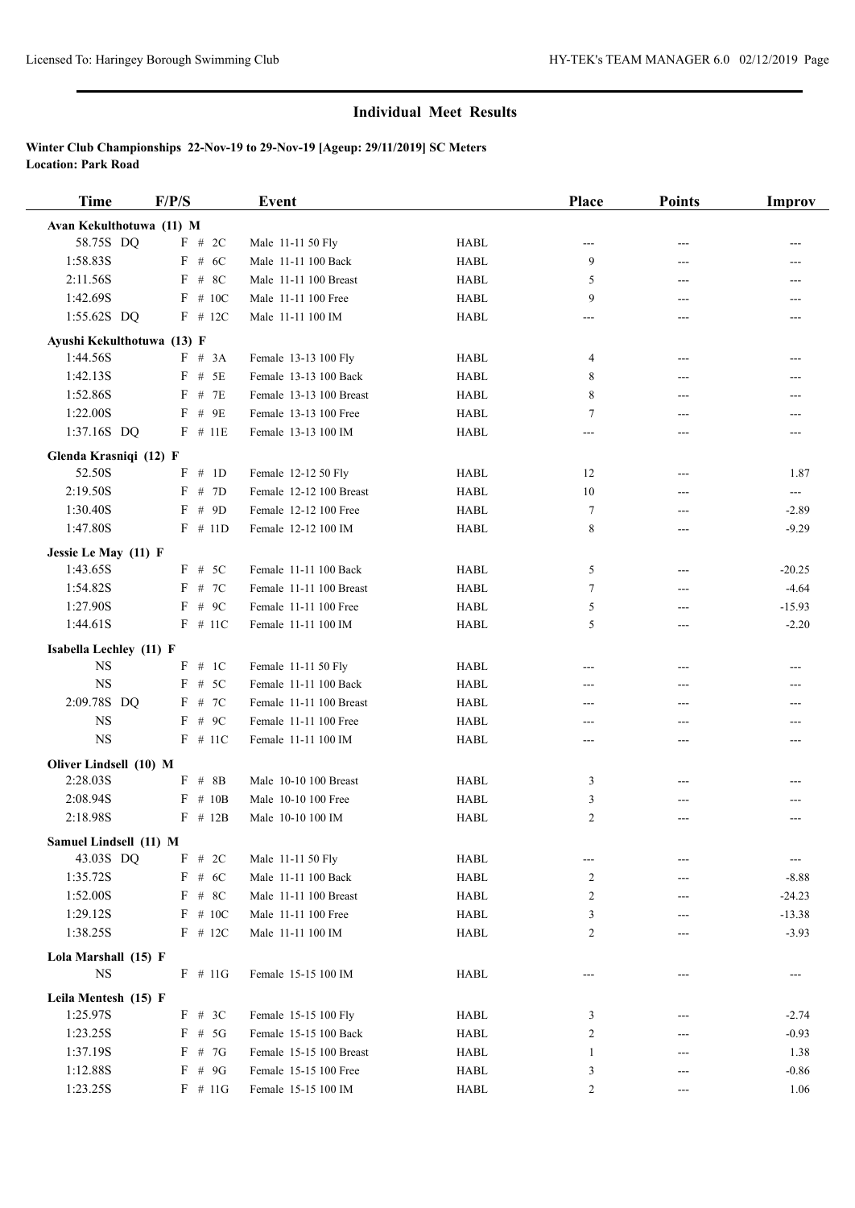# Individual Meet Results

**Winter Club Championships 22-Nov-19 to 29-Nov-19 [Ageup: 29/11/2019] SC Meters**
**Location: Park Road**

| Time | F/P/S | Event | | Place | Points | Improv |
|---|---|---|---|---|---|---|
| **Avan Kekulthotuwa (11) M** | | | | | | |
| 58.75S DQ | F # 2C | Male 11-11 50 Fly | HABL | --- | --- | --- |
| 1:58.83S | F # 6C | Male 11-11 100 Back | HABL | 9 | --- | --- |
| 2:11.56S | F # 8C | Male 11-11 100 Breast | HABL | 5 | --- | --- |
| 1:42.69S | F # 10C | Male 11-11 100 Free | HABL | 9 | --- | --- |
| 1:55.62S DQ | F # 12C | Male 11-11 100 IM | HABL | --- | --- | --- |
| **Ayushi Kekulthotuwa (13) F** | | | | | | |
| 1:44.56S | F # 3A | Female 13-13 100 Fly | HABL | 4 | --- | --- |
| 1:42.13S | F # 5E | Female 13-13 100 Back | HABL | 8 | --- | --- |
| 1:52.86S | F # 7E | Female 13-13 100 Breast | HABL | 8 | --- | --- |
| 1:22.00S | F # 9E | Female 13-13 100 Free | HABL | 7 | --- | --- |
| 1:37.16S DQ | F # 11E | Female 13-13 100 IM | HABL | --- | --- | --- |
| **Glenda Krasniqi (12) F** | | | | | | |
| 52.50S | F # 1D | Female 12-12 50 Fly | HABL | 12 | --- | 1.87 |
| 2:19.50S | F # 7D | Female 12-12 100 Breast | HABL | 10 | --- | --- |
| 1:30.40S | F # 9D | Female 12-12 100 Free | HABL | 7 | --- | -2.89 |
| 1:47.80S | F # 11D | Female 12-12 100 IM | HABL | 8 | --- | -9.29 |
| **Jessie Le May (11) F** | | | | | | |
| 1:43.65S | F # 5C | Female 11-11 100 Back | HABL | 5 | --- | -20.25 |
| 1:54.82S | F # 7C | Female 11-11 100 Breast | HABL | 7 | --- | -4.64 |
| 1:27.90S | F # 9C | Female 11-11 100 Free | HABL | 5 | --- | -15.93 |
| 1:44.61S | F # 11C | Female 11-11 100 IM | HABL | 5 | --- | -2.20 |
| **Isabella Lechley (11) F** | | | | | | |
| NS | F # 1C | Female 11-11 50 Fly | HABL | --- | --- | --- |
| NS | F # 5C | Female 11-11 100 Back | HABL | --- | --- | --- |
| 2:09.78S DQ | F # 7C | Female 11-11 100 Breast | HABL | --- | --- | --- |
| NS | F # 9C | Female 11-11 100 Free | HABL | --- | --- | --- |
| NS | F # 11C | Female 11-11 100 IM | HABL | --- | --- | --- |
| **Oliver Lindsell (10) M** | | | | | | |
| 2:28.03S | F # 8B | Male 10-10 100 Breast | HABL | 3 | --- | --- |
| 2:08.94S | F # 10B | Male 10-10 100 Free | HABL | 3 | --- | --- |
| 2:18.98S | F # 12B | Male 10-10 100 IM | HABL | 2 | --- | --- |
| **Samuel Lindsell (11) M** | | | | | | |
| 43.03S DQ | F # 2C | Male 11-11 50 Fly | HABL | --- | --- | --- |
| 1:35.72S | F # 6C | Male 11-11 100 Back | HABL | 2 | --- | -8.88 |
| 1:52.00S | F # 8C | Male 11-11 100 Breast | HABL | 2 | --- | -24.23 |
| 1:29.12S | F # 10C | Male 11-11 100 Free | HABL | 3 | --- | -13.38 |
| 1:38.25S | F # 12C | Male 11-11 100 IM | HABL | 2 | --- | -3.93 |
| **Lola Marshall (15) F** | | | | | | |
| NS | F # 11G | Female 15-15 100 IM | HABL | --- | --- | --- |
| **Leila Mentesh (15) F** | | | | | | |
| 1:25.97S | F # 3C | Female 15-15 100 Fly | HABL | 3 | --- | -2.74 |
| 1:23.25S | F # 5G | Female 15-15 100 Back | HABL | 2 | --- | -0.93 |
| 1:37.19S | F # 7G | Female 15-15 100 Breast | HABL | 1 | --- | 1.38 |
| 1:12.88S | F # 9G | Female 15-15 100 Free | HABL | 3 | --- | -0.86 |
| 1:23.25S | F # 11G | Female 15-15 100 IM | HABL | 2 | --- | 1.06 |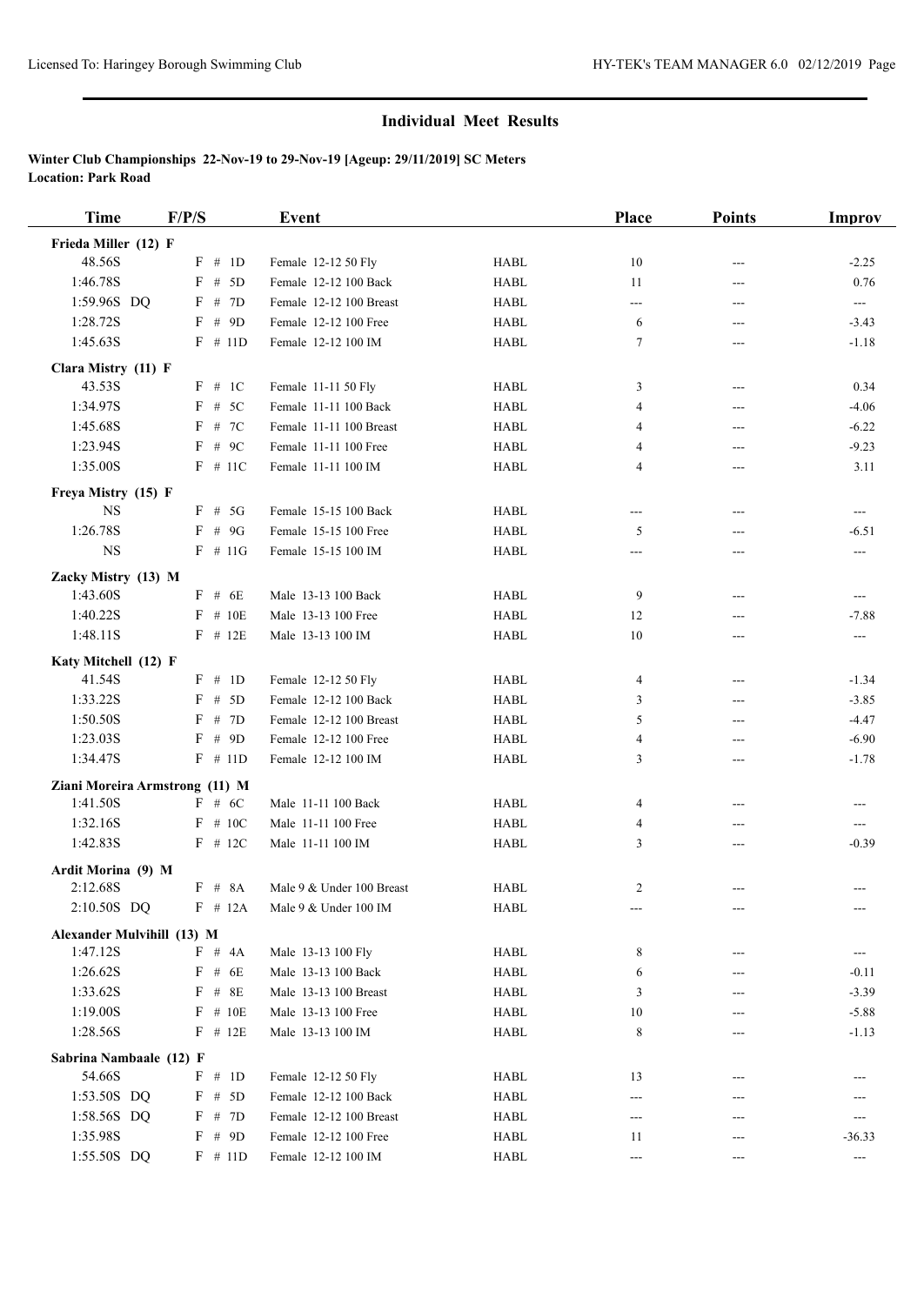## Individual Meet Results

**Winter Club Championships 22-Nov-19 to 29-Nov-19 [Ageup: 29/11/2019] SC Meters**
**Location: Park Road**

| Time | F/P/S | Event | | Place | Points | Improv |
|---|---|---|---|---|---|---|
| **Frieda Miller (12) F** | | | | | | |
| 48.56S | F # 1D | Female 12-12 50 Fly | HABL | 10 | --- | -2.25 |
| 1:46.78S | F # 5D | Female 12-12 100 Back | HABL | 11 | --- | 0.76 |
| 1:59.96S DQ | F # 7D | Female 12-12 100 Breast | HABL | --- | --- | --- |
| 1:28.72S | F # 9D | Female 12-12 100 Free | HABL | 6 | --- | -3.43 |
| 1:45.63S | F # 11D | Female 12-12 100 IM | HABL | 7 | --- | -1.18 |
| **Clara Mistry (11) F** | | | | | | |
| 43.53S | F # 1C | Female 11-11 50 Fly | HABL | 3 | --- | 0.34 |
| 1:34.97S | F # 5C | Female 11-11 100 Back | HABL | 4 | --- | -4.06 |
| 1:45.68S | F # 7C | Female 11-11 100 Breast | HABL | 4 | --- | -6.22 |
| 1:23.94S | F # 9C | Female 11-11 100 Free | HABL | 4 | --- | -9.23 |
| 1:35.00S | F # 11C | Female 11-11 100 IM | HABL | 4 | --- | 3.11 |
| **Freya Mistry (15) F** | | | | | | |
| NS | F # 5G | Female 15-15 100 Back | HABL | --- | --- | --- |
| 1:26.78S | F # 9G | Female 15-15 100 Free | HABL | 5 | --- | -6.51 |
| NS | F # 11G | Female 15-15 100 IM | HABL | --- | --- | --- |
| **Zacky Mistry (13) M** | | | | | | |
| 1:43.60S | F # 6E | Male 13-13 100 Back | HABL | 9 | --- | --- |
| 1:40.22S | F # 10E | Male 13-13 100 Free | HABL | 12 | --- | -7.88 |
| 1:48.11S | F # 12E | Male 13-13 100 IM | HABL | 10 | --- | --- |
| **Katy Mitchell (12) F** | | | | | | |
| 41.54S | F # 1D | Female 12-12 50 Fly | HABL | 4 | --- | -1.34 |
| 1:33.22S | F # 5D | Female 12-12 100 Back | HABL | 3 | --- | -3.85 |
| 1:50.50S | F # 7D | Female 12-12 100 Breast | HABL | 5 | --- | -4.47 |
| 1:23.03S | F # 9D | Female 12-12 100 Free | HABL | 4 | --- | -6.90 |
| 1:34.47S | F # 11D | Female 12-12 100 IM | HABL | 3 | --- | -1.78 |
| **Ziani Moreira Armstrong (11) M** | | | | | | |
| 1:41.50S | F # 6C | Male 11-11 100 Back | HABL | 4 | --- | --- |
| 1:32.16S | F # 10C | Male 11-11 100 Free | HABL | 4 | --- | --- |
| 1:42.83S | F # 12C | Male 11-11 100 IM | HABL | 3 | --- | -0.39 |
| **Ardit Morina (9) M** | | | | | | |
| 2:12.68S | F # 8A | Male 9 & Under 100 Breast | HABL | 2 | --- | --- |
| 2:10.50S DQ | F # 12A | Male 9 & Under 100 IM | HABL | --- | --- | --- |
| **Alexander Mulvihill (13) M** | | | | | | |
| 1:47.12S | F # 4A | Male 13-13 100 Fly | HABL | 8 | --- | --- |
| 1:26.62S | F # 6E | Male 13-13 100 Back | HABL | 6 | --- | -0.11 |
| 1:33.62S | F # 8E | Male 13-13 100 Breast | HABL | 3 | --- | -3.39 |
| 1:19.00S | F # 10E | Male 13-13 100 Free | HABL | 10 | --- | -5.88 |
| 1:28.56S | F # 12E | Male 13-13 100 IM | HABL | 8 | --- | -1.13 |
| **Sabrina Nambaale (12) F** | | | | | | |
| 54.66S | F # 1D | Female 12-12 50 Fly | HABL | 13 | --- | --- |
| 1:53.50S DQ | F # 5D | Female 12-12 100 Back | HABL | --- | --- | --- |
| 1:58.56S DQ | F # 7D | Female 12-12 100 Breast | HABL | --- | --- | --- |
| 1:35.98S | F # 9D | Female 12-12 100 Free | HABL | 11 | --- | -36.33 |
| 1:55.50S DQ | F # 11D | Female 12-12 100 IM | HABL | --- | --- | --- |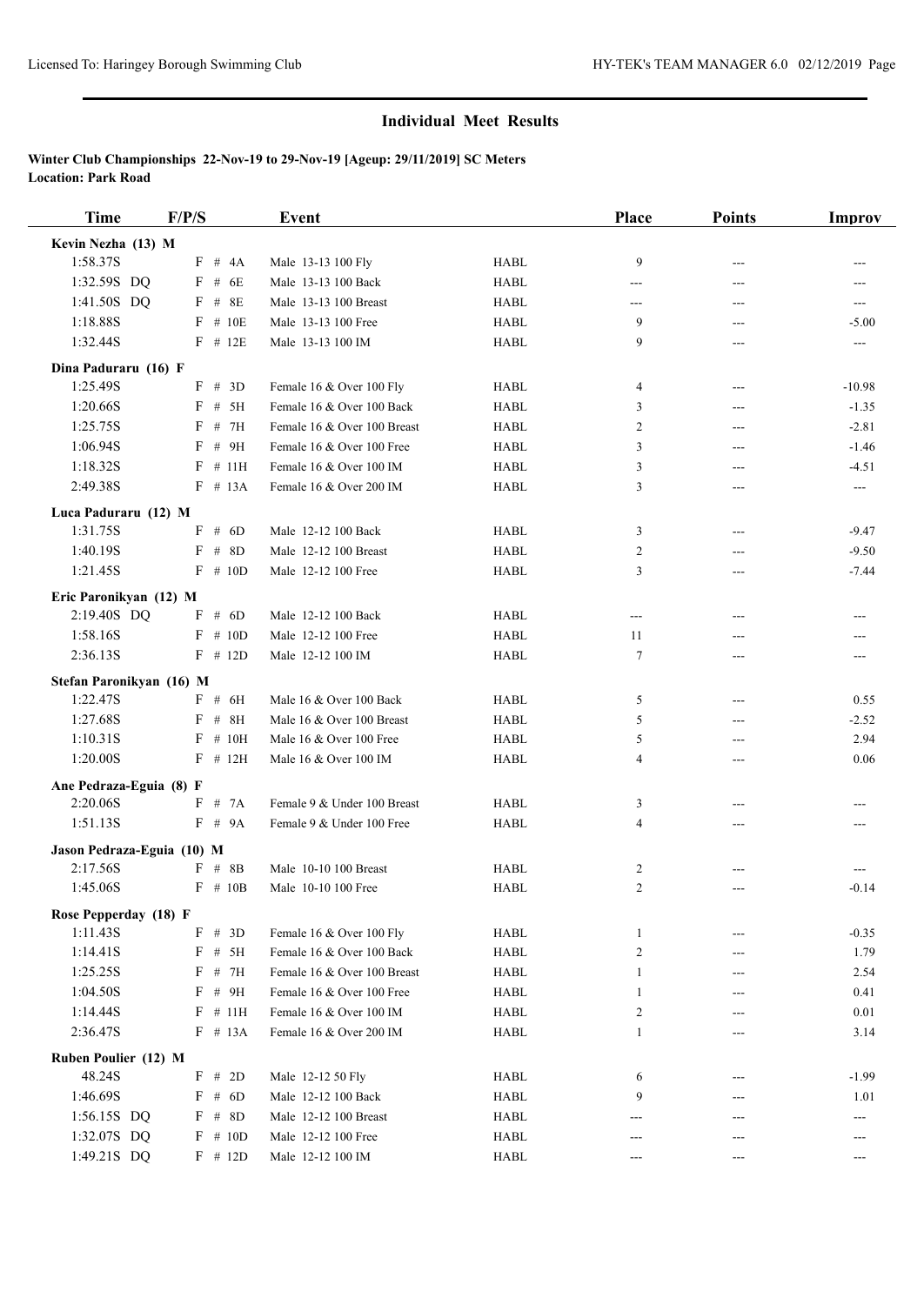## Individual Meet Results

**Winter Club Championships 22-Nov-19 to 29-Nov-19 [Ageup: 29/11/2019] SC Meters**
**Location: Park Road**

| Time | F/P/S | Event | | Place | Points | Improv |
|---|---|---|---|---|---|---|
| **Kevin Nezha (13) M** | | | | | | |
| 1:58.37S | F # 4A | Male 13-13 100 Fly | HABL | 9 | --- | --- |
| 1:32.59S DQ | F # 6E | Male 13-13 100 Back | HABL | --- | --- | --- |
| 1:41.50S DQ | F # 8E | Male 13-13 100 Breast | HABL | --- | --- | --- |
| 1:18.88S | F # 10E | Male 13-13 100 Free | HABL | 9 | --- | -5.00 |
| 1:32.44S | F # 12E | Male 13-13 100 IM | HABL | 9 | --- | --- |
| **Dina Paduraru (16) F** | | | | | | |
| 1:25.49S | F # 3D | Female 16 & Over 100 Fly | HABL | 4 | --- | -10.98 |
| 1:20.66S | F # 5H | Female 16 & Over 100 Back | HABL | 3 | --- | -1.35 |
| 1:25.75S | F # 7H | Female 16 & Over 100 Breast | HABL | 2 | --- | -2.81 |
| 1:06.94S | F # 9H | Female 16 & Over 100 Free | HABL | 3 | --- | -1.46 |
| 1:18.32S | F # 11H | Female 16 & Over 100 IM | HABL | 3 | --- | -4.51 |
| 2:49.38S | F # 13A | Female 16 & Over 200 IM | HABL | 3 | --- | --- |
| **Luca Paduraru (12) M** | | | | | | |
| 1:31.75S | F # 6D | Male 12-12 100 Back | HABL | 3 | --- | -9.47 |
| 1:40.19S | F # 8D | Male 12-12 100 Breast | HABL | 2 | --- | -9.50 |
| 1:21.45S | F # 10D | Male 12-12 100 Free | HABL | 3 | --- | -7.44 |
| **Eric Paronikyan (12) M** | | | | | | |
| 2:19.40S DQ | F # 6D | Male 12-12 100 Back | HABL | --- | --- | --- |
| 1:58.16S | F # 10D | Male 12-12 100 Free | HABL | 11 | --- | --- |
| 2:36.13S | F # 12D | Male 12-12 100 IM | HABL | 7 | --- | --- |
| **Stefan Paronikyan (16) M** | | | | | | |
| 1:22.47S | F # 6H | Male 16 & Over 100 Back | HABL | 5 | --- | 0.55 |
| 1:27.68S | F # 8H | Male 16 & Over 100 Breast | HABL | 5 | --- | -2.52 |
| 1:10.31S | F # 10H | Male 16 & Over 100 Free | HABL | 5 | --- | 2.94 |
| 1:20.00S | F # 12H | Male 16 & Over 100 IM | HABL | 4 | --- | 0.06 |
| **Ane Pedraza-Eguia (8) F** | | | | | | |
| 2:20.06S | F # 7A | Female 9 & Under 100 Breast | HABL | 3 | --- | --- |
| 1:51.13S | F # 9A | Female 9 & Under 100 Free | HABL | 4 | --- | --- |
| **Jason Pedraza-Eguia (10) M** | | | | | | |
| 2:17.56S | F # 8B | Male 10-10 100 Breast | HABL | 2 | --- | --- |
| 1:45.06S | F # 10B | Male 10-10 100 Free | HABL | 2 | --- | -0.14 |
| **Rose Pepperday (18) F** | | | | | | |
| 1:11.43S | F # 3D | Female 16 & Over 100 Fly | HABL | 1 | --- | -0.35 |
| 1:14.41S | F # 5H | Female 16 & Over 100 Back | HABL | 2 | --- | 1.79 |
| 1:25.25S | F # 7H | Female 16 & Over 100 Breast | HABL | 1 | --- | 2.54 |
| 1:04.50S | F # 9H | Female 16 & Over 100 Free | HABL | 1 | --- | 0.41 |
| 1:14.44S | F # 11H | Female 16 & Over 100 IM | HABL | 2 | --- | 0.01 |
| 2:36.47S | F # 13A | Female 16 & Over 200 IM | HABL | 1 | --- | 3.14 |
| **Ruben Poulier (12) M** | | | | | | |
| 48.24S | F # 2D | Male 12-12 50 Fly | HABL | 6 | --- | -1.99 |
| 1:46.69S | F # 6D | Male 12-12 100 Back | HABL | 9 | --- | 1.01 |
| 1:56.15S DQ | F # 8D | Male 12-12 100 Breast | HABL | --- | --- | --- |
| 1:32.07S DQ | F # 10D | Male 12-12 100 Free | HABL | --- | --- | --- |
| 1:49.21S DQ | F # 12D | Male 12-12 100 IM | HABL | --- | --- | --- |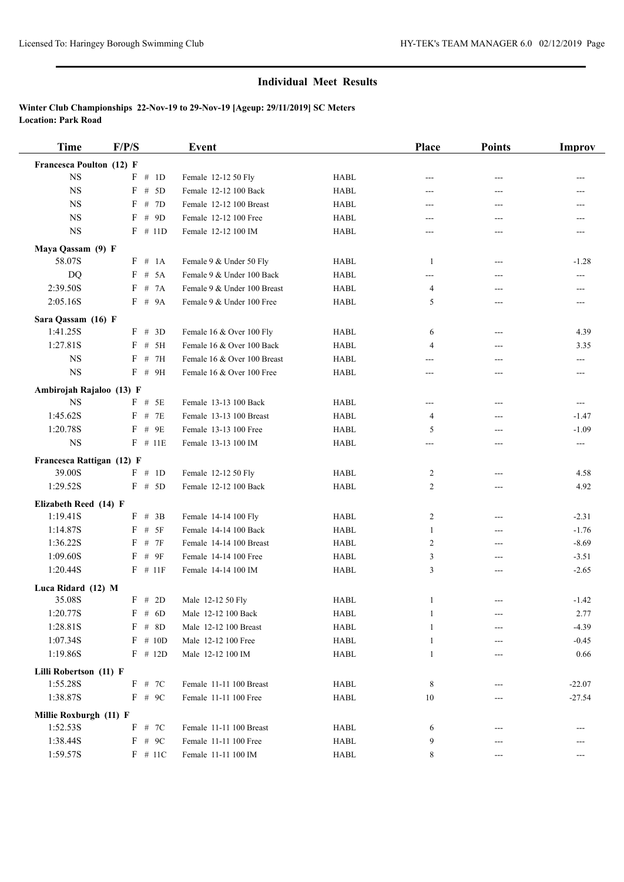## Individual Meet Results

**Winter Club Championships 22-Nov-19 to 29-Nov-19 [Ageup: 29/11/2019] SC Meters**
**Location: Park Road**

| Time | F/P/S | Event | | Place | Points | Improv |
|---|---|---|---|---|---|---|
| **Francesca Poulton (12) F** | | | | | | |
| NS | F # 1D | Female 12-12 50 Fly | HABL | --- | --- | --- |
| NS | F # 5D | Female 12-12 100 Back | HABL | --- | --- | --- |
| NS | F # 7D | Female 12-12 100 Breast | HABL | --- | --- | --- |
| NS | F # 9D | Female 12-12 100 Free | HABL | --- | --- | --- |
| NS | F # 11D | Female 12-12 100 IM | HABL | --- | --- | --- |
| **Maya Qassam (9) F** | | | | | | |
| 58.07S | F # 1A | Female 9 & Under 50 Fly | HABL | 1 | --- | -1.28 |
| DQ | F # 5A | Female 9 & Under 100 Back | HABL | --- | --- | --- |
| 2:39.50S | F # 7A | Female 9 & Under 100 Breast | HABL | 4 | --- | --- |
| 2:05.16S | F # 9A | Female 9 & Under 100 Free | HABL | 5 | --- | --- |
| **Sara Qassam (16) F** | | | | | | |
| 1:41.25S | F # 3D | Female 16 & Over 100 Fly | HABL | 6 | --- | 4.39 |
| 1:27.81S | F # 5H | Female 16 & Over 100 Back | HABL | 4 | --- | 3.35 |
| NS | F # 7H | Female 16 & Over 100 Breast | HABL | --- | --- | --- |
| NS | F # 9H | Female 16 & Over 100 Free | HABL | --- | --- | --- |
| **Ambirojah Rajaloo (13) F** | | | | | | |
| NS | F # 5E | Female 13-13 100 Back | HABL | --- | --- | --- |
| 1:45.62S | F # 7E | Female 13-13 100 Breast | HABL | 4 | --- | -1.47 |
| 1:20.78S | F # 9E | Female 13-13 100 Free | HABL | 5 | --- | -1.09 |
| NS | F # 11E | Female 13-13 100 IM | HABL | --- | --- | --- |
| **Francesca Rattigan (12) F** | | | | | | |
| 39.00S | F # 1D | Female 12-12 50 Fly | HABL | 2 | --- | 4.58 |
| 1:29.52S | F # 5D | Female 12-12 100 Back | HABL | 2 | --- | 4.92 |
| **Elizabeth Reed (14) F** | | | | | | |
| 1:19.41S | F # 3B | Female 14-14 100 Fly | HABL | 2 | --- | -2.31 |
| 1:14.87S | F # 5F | Female 14-14 100 Back | HABL | 1 | --- | -1.76 |
| 1:36.22S | F # 7F | Female 14-14 100 Breast | HABL | 2 | --- | -8.69 |
| 1:09.60S | F # 9F | Female 14-14 100 Free | HABL | 3 | --- | -3.51 |
| 1:20.44S | F # 11F | Female 14-14 100 IM | HABL | 3 | --- | -2.65 |
| **Luca Ridard (12) M** | | | | | | |
| 35.08S | F # 2D | Male 12-12 50 Fly | HABL | 1 | --- | -1.42 |
| 1:20.77S | F # 6D | Male 12-12 100 Back | HABL | 1 | --- | 2.77 |
| 1:28.81S | F # 8D | Male 12-12 100 Breast | HABL | 1 | --- | -4.39 |
| 1:07.34S | F # 10D | Male 12-12 100 Free | HABL | 1 | --- | -0.45 |
| 1:19.86S | F # 12D | Male 12-12 100 IM | HABL | 1 | --- | 0.66 |
| **Lilli Robertson (11) F** | | | | | | |
| 1:55.28S | F # 7C | Female 11-11 100 Breast | HABL | 8 | --- | -22.07 |
| 1:38.87S | F # 9C | Female 11-11 100 Free | HABL | 10 | --- | -27.54 |
| **Millie Roxburgh (11) F** | | | | | | |
| 1:52.53S | F # 7C | Female 11-11 100 Breast | HABL | 6 | --- | --- |
| 1:38.44S | F # 9C | Female 11-11 100 Free | HABL | 9 | --- | --- |
| 1:59.57S | F # 11C | Female 11-11 100 IM | HABL | 8 | --- | --- |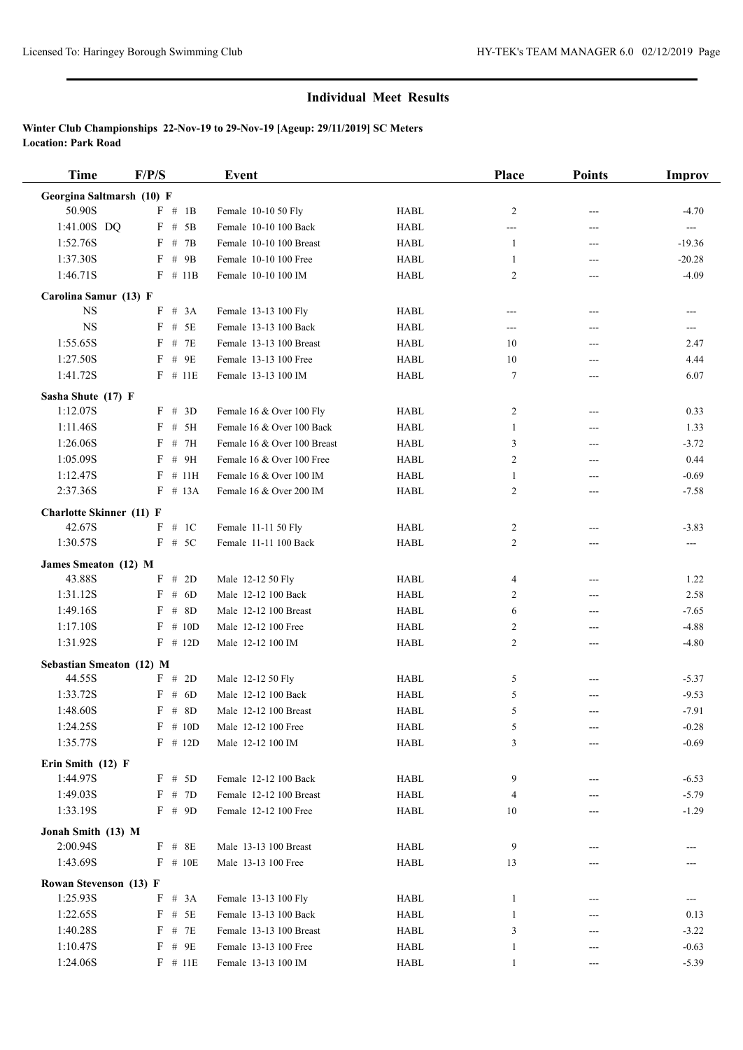## Individual Meet Results

**Winter Club Championships 22-Nov-19 to 29-Nov-19 [Ageup: 29/11/2019] SC Meters**
**Location: Park Road**

| Time | F/P/S | Event | | Place | Points | Improv |
|---|---|---|---|---|---|---|
| **Georgina Saltmarsh (10) F** | | | | | | |
| 50.90S | F # 1B | Female 10-10 50 Fly | HABL | 2 | --- | -4.70 |
| 1:41.00S DQ | F # 5B | Female 10-10 100 Back | HABL | --- | --- | --- |
| 1:52.76S | F # 7B | Female 10-10 100 Breast | HABL | 1 | --- | -19.36 |
| 1:37.30S | F # 9B | Female 10-10 100 Free | HABL | 1 | --- | -20.28 |
| 1:46.71S | F # 11B | Female 10-10 100 IM | HABL | 2 | --- | -4.09 |
| **Carolina Samur (13) F** | | | | | | |
| NS | F # 3A | Female 13-13 100 Fly | HABL | --- | --- | --- |
| NS | F # 5E | Female 13-13 100 Back | HABL | --- | --- | --- |
| 1:55.65S | F # 7E | Female 13-13 100 Breast | HABL | 10 | --- | 2.47 |
| 1:27.50S | F # 9E | Female 13-13 100 Free | HABL | 10 | --- | 4.44 |
| 1:41.72S | F # 11E | Female 13-13 100 IM | HABL | 7 | --- | 6.07 |
| **Sasha Shute (17) F** | | | | | | |
| 1:12.07S | F # 3D | Female 16 & Over 100 Fly | HABL | 2 | --- | 0.33 |
| 1:11.46S | F # 5H | Female 16 & Over 100 Back | HABL | 1 | --- | 1.33 |
| 1:26.06S | F # 7H | Female 16 & Over 100 Breast | HABL | 3 | --- | -3.72 |
| 1:05.09S | F # 9H | Female 16 & Over 100 Free | HABL | 2 | --- | 0.44 |
| 1:12.47S | F # 11H | Female 16 & Over 100 IM | HABL | 1 | --- | -0.69 |
| 2:37.36S | F # 13A | Female 16 & Over 200 IM | HABL | 2 | --- | -7.58 |
| **Charlotte Skinner (11) F** | | | | | | |
| 42.67S | F # 1C | Female 11-11 50 Fly | HABL | 2 | --- | -3.83 |
| 1:30.57S | F # 5C | Female 11-11 100 Back | HABL | 2 | --- | --- |
| **James Smeaton (12) M** | | | | | | |
| 43.88S | F # 2D | Male 12-12 50 Fly | HABL | 4 | --- | 1.22 |
| 1:31.12S | F # 6D | Male 12-12 100 Back | HABL | 2 | --- | 2.58 |
| 1:49.16S | F # 8D | Male 12-12 100 Breast | HABL | 6 | --- | -7.65 |
| 1:17.10S | F # 10D | Male 12-12 100 Free | HABL | 2 | --- | -4.88 |
| 1:31.92S | F # 12D | Male 12-12 100 IM | HABL | 2 | --- | -4.80 |
| **Sebastian Smeaton (12) M** | | | | | | |
| 44.55S | F # 2D | Male 12-12 50 Fly | HABL | 5 | --- | -5.37 |
| 1:33.72S | F # 6D | Male 12-12 100 Back | HABL | 5 | --- | -9.53 |
| 1:48.60S | F # 8D | Male 12-12 100 Breast | HABL | 5 | --- | -7.91 |
| 1:24.25S | F # 10D | Male 12-12 100 Free | HABL | 5 | --- | -0.28 |
| 1:35.77S | F # 12D | Male 12-12 100 IM | HABL | 3 | --- | -0.69 |
| **Erin Smith (12) F** | | | | | | |
| 1:44.97S | F # 5D | Female 12-12 100 Back | HABL | 9 | --- | -6.53 |
| 1:49.03S | F # 7D | Female 12-12 100 Breast | HABL | 4 | --- | -5.79 |
| 1:33.19S | F # 9D | Female 12-12 100 Free | HABL | 10 | --- | -1.29 |
| **Jonah Smith (13) M** | | | | | | |
| 2:00.94S | F # 8E | Male 13-13 100 Breast | HABL | 9 | --- | --- |
| 1:43.69S | F # 10E | Male 13-13 100 Free | HABL | 13 | --- | --- |
| **Rowan Stevenson (13) F** | | | | | | |
| 1:25.93S | F # 3A | Female 13-13 100 Fly | HABL | 1 | --- | --- |
| 1:22.65S | F # 5E | Female 13-13 100 Back | HABL | 1 | --- | 0.13 |
| 1:40.28S | F # 7E | Female 13-13 100 Breast | HABL | 3 | --- | -3.22 |
| 1:10.47S | F # 9E | Female 13-13 100 Free | HABL | 1 | --- | -0.63 |
| 1:24.06S | F # 11E | Female 13-13 100 IM | HABL | 1 | --- | -5.39 |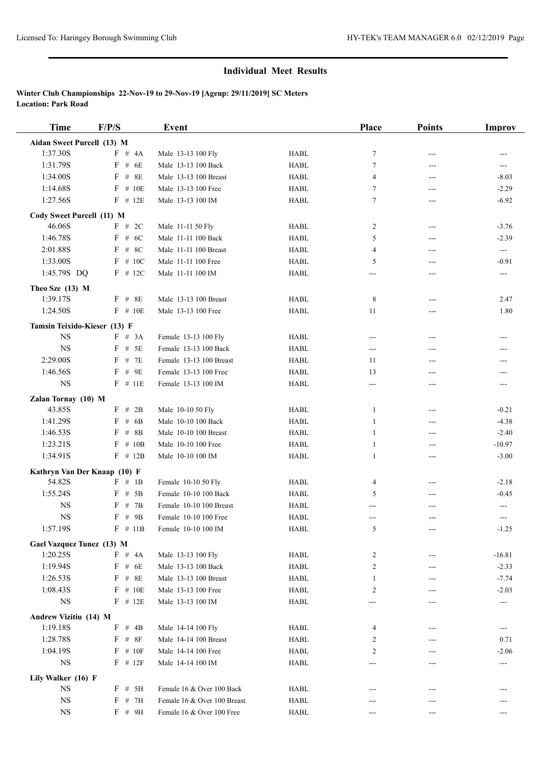## Individual Meet Results

**Winter Club Championships 22-Nov-19 to 29-Nov-19 [Ageup: 29/11/2019] SC Meters**
**Location: Park Road**

| Time | F/P/S | Event | | Place | Points | Improv |
|---|---|---|---|---|---|---|
| **Aidan Sweet Purcell (13) M** | | | | | | |
| 1:37.30S | F # 4A | Male 13-13 100 Fly | HABL | 7 | --- | --- |
| 1:31.79S | F # 6E | Male 13-13 100 Back | HABL | 7 | --- | --- |
| 1:34.00S | F # 8E | Male 13-13 100 Breast | HABL | 4 | --- | -8.03 |
| 1:14.68S | F # 10E | Male 13-13 100 Free | HABL | 7 | --- | -2.29 |
| 1:27.56S | F # 12E | Male 13-13 100 IM | HABL | 7 | --- | -6.92 |
| **Cody Sweet Purcell (11) M** | | | | | | |
| 46.06S | F # 2C | Male 11-11 50 Fly | HABL | 2 | --- | -3.76 |
| 1:46.78S | F # 6C | Male 11-11 100 Back | HABL | 5 | --- | -2.39 |
| 2:01.88S | F # 8C | Male 11-11 100 Breast | HABL | 4 | --- | --- |
| 1:33.00S | F # 10C | Male 11-11 100 Free | HABL | 5 | --- | -0.91 |
| 1:45.79S DQ | F # 12C | Male 11-11 100 IM | HABL | --- | --- | --- |
| **Theo Sze (13) M** | | | | | | |
| 1:39.17S | F # 8E | Male 13-13 100 Breast | HABL | 8 | --- | 2.47 |
| 1:24.50S | F # 10E | Male 13-13 100 Free | HABL | 11 | --- | 1.80 |
| **Tamsin Teixido-Kieser (13) F** | | | | | | |
| NS | F # 3A | Female 13-13 100 Fly | HABL | --- | --- | --- |
| NS | F # 5E | Female 13-13 100 Back | HABL | --- | --- | --- |
| 2:29.00S | F # 7E | Female 13-13 100 Breast | HABL | 11 | --- | --- |
| 1:46.56S | F # 9E | Female 13-13 100 Free | HABL | 13 | --- | --- |
| NS | F # 11E | Female 13-13 100 IM | HABL | --- | --- | --- |
| **Zalan Tornay (10) M** | | | | | | |
| 43.85S | F # 2B | Male 10-10 50 Fly | HABL | 1 | --- | -0.21 |
| 1:41.29S | F # 6B | Male 10-10 100 Back | HABL | 1 | --- | -4.38 |
| 1:46.53S | F # 8B | Male 10-10 100 Breast | HABL | 1 | --- | -2.40 |
| 1:23.21S | F # 10B | Male 10-10 100 Free | HABL | 1 | --- | -10.97 |
| 1:34.91S | F # 12B | Male 10-10 100 IM | HABL | 1 | --- | -3.00 |
| **Kathryn Van Der Knaap (10) F** | | | | | | |
| 54.82S | F # 1B | Female 10-10 50 Fly | HABL | 4 | --- | -2.18 |
| 1:55.24S | F # 5B | Female 10-10 100 Back | HABL | 5 | --- | -0.45 |
| NS | F # 7B | Female 10-10 100 Breast | HABL | --- | --- | --- |
| NS | F # 9B | Female 10-10 100 Free | HABL | --- | --- | --- |
| 1:57.19S | F # 11B | Female 10-10 100 IM | HABL | 5 | --- | -1.25 |
| **Gael Vazquez Tunez (13) M** | | | | | | |
| 1:20.25S | F # 4A | Male 13-13 100 Fly | HABL | 2 | --- | -16.81 |
| 1:19.94S | F # 6E | Male 13-13 100 Back | HABL | 2 | --- | -2.33 |
| 1:26.53S | F # 8E | Male 13-13 100 Breast | HABL | 1 | --- | -7.74 |
| 1:08.43S | F # 10E | Male 13-13 100 Free | HABL | 2 | --- | -2.03 |
| NS | F # 12E | Male 13-13 100 IM | HABL | --- | --- | --- |
| **Andrew Vizitiu (14) M** | | | | | | |
| 1:19.18S | F # 4B | Male 14-14 100 Fly | HABL | 4 | --- | --- |
| 1:28.78S | F # 8F | Male 14-14 100 Breast | HABL | 2 | --- | 0.71 |
| 1:04.19S | F # 10F | Male 14-14 100 Free | HABL | 2 | --- | -2.06 |
| NS | F # 12F | Male 14-14 100 IM | HABL | --- | --- | --- |
| **Lily Walker (16) F** | | | | | | |
| NS | F # 5H | Female 16 & Over 100 Back | HABL | --- | --- | --- |
| NS | F # 7H | Female 16 & Over 100 Breast | HABL | --- | --- | --- |
| NS | F # 9H | Female 16 & Over 100 Free | HABL | --- | --- | --- |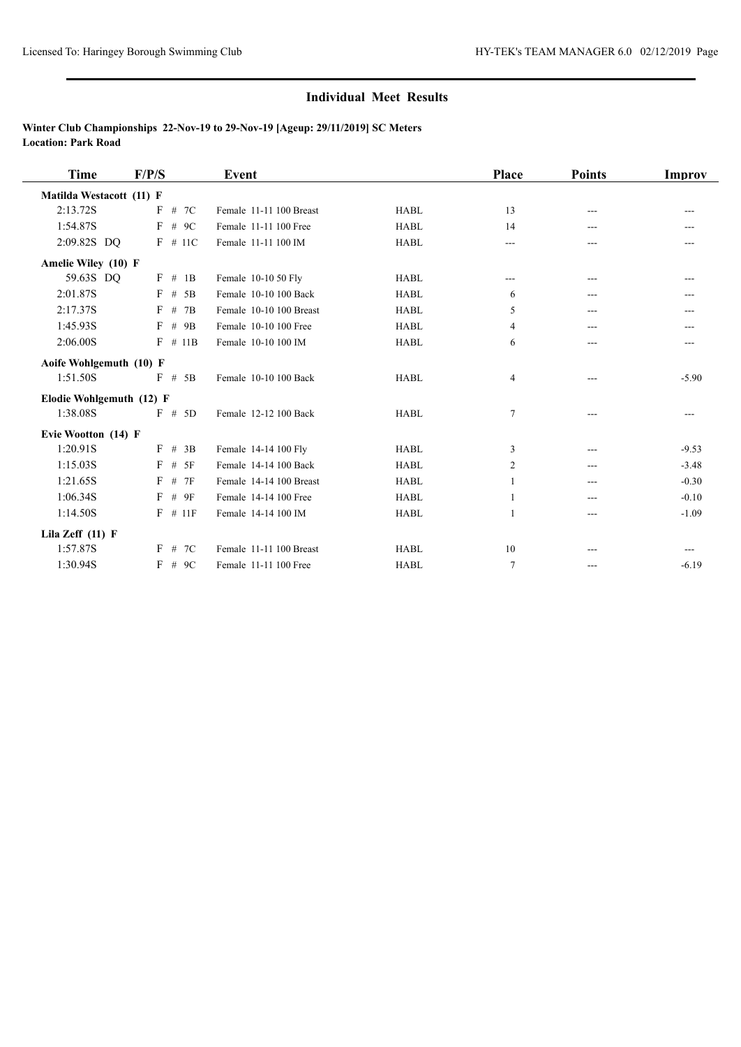## Individual Meet Results

**Winter Club Championships 22-Nov-19 to 29-Nov-19 [Ageup: 29/11/2019] SC Meters**
**Location: Park Road**

| Time | F/P/S | Event | | Place | Points | Improv |
|---|---|---|---|---|---|---|
| **Matilda Westacott (11) F** | | | | | | |
| 2:13.72S | F # 7C | Female 11-11 100 Breast | HABL | 13 | --- | --- |
| 1:54.87S | F # 9C | Female 11-11 100 Free | HABL | 14 | --- | --- |
| 2:09.82S DQ | F # 11C | Female 11-11 100 IM | HABL | --- | --- | --- |
| **Amelie Wiley (10) F** | | | | | | |
| 59.63S DQ | F # 1B | Female 10-10 50 Fly | HABL | --- | --- | --- |
| 2:01.87S | F # 5B | Female 10-10 100 Back | HABL | 6 | --- | --- |
| 2:17.37S | F # 7B | Female 10-10 100 Breast | HABL | 5 | --- | --- |
| 1:45.93S | F # 9B | Female 10-10 100 Free | HABL | 4 | --- | --- |
| 2:06.00S | F # 11B | Female 10-10 100 IM | HABL | 6 | --- | --- |
| **Aoife Wohlgemuth (10) F** | | | | | | |
| 1:51.50S | F # 5B | Female 10-10 100 Back | HABL | 4 | --- | -5.90 |
| **Elodie Wohlgemuth (12) F** | | | | | | |
| 1:38.08S | F # 5D | Female 12-12 100 Back | HABL | 7 | --- | --- |
| **Evie Wootton (14) F** | | | | | | |
| 1:20.91S | F # 3B | Female 14-14 100 Fly | HABL | 3 | --- | -9.53 |
| 1:15.03S | F # 5F | Female 14-14 100 Back | HABL | 2 | --- | -3.48 |
| 1:21.65S | F # 7F | Female 14-14 100 Breast | HABL | 1 | --- | -0.30 |
| 1:06.34S | F # 9F | Female 14-14 100 Free | HABL | 1 | --- | -0.10 |
| 1:14.50S | F # 11F | Female 14-14 100 IM | HABL | 1 | --- | -1.09 |
| **Lila Zeff (11) F** | | | | | | |
| 1:57.87S | F # 7C | Female 11-11 100 Breast | HABL | 10 | --- | --- |
| 1:30.94S | F # 9C | Female 11-11 100 Free | HABL | 7 | --- | -6.19 |